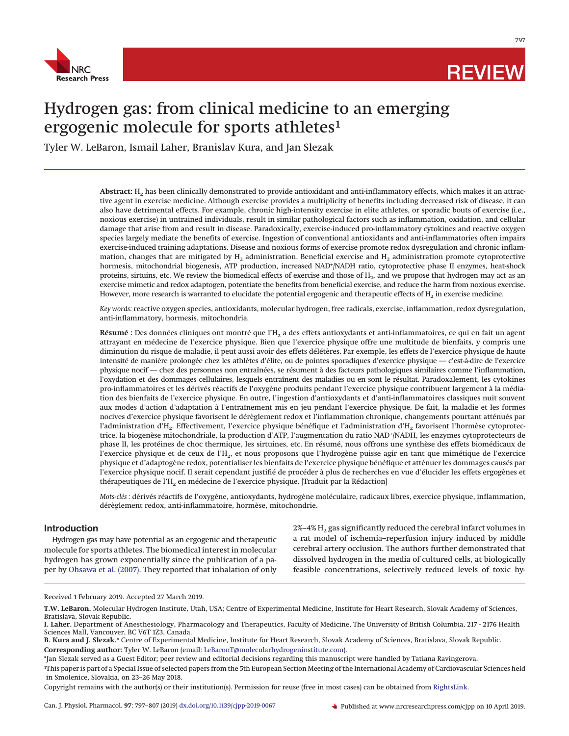# Hydrogen gas: from clinical medicine to an emerging ergogenic molecule for sports athletes[1]

Tyler W. LeBaron, Ismail Laher, Branislav Kura, and Jan Slezak

**Abstract:** $H_2$ has been clinically demonstrated to provide antioxidant and anti-inflammatory effects, which makes it an attractive agent in exercise medicine. Although exercise provides a multiplicity of benefits including decreased risk of disease, it can also have detrimental effects. For example, chronic high-intensity exercise in elite athletes, or sporadic bouts of exercise (i.e., noxious exercise) in untrained individuals, result in similar pathological factors such as inflammation, oxidation, and cellular damage that arise from and result in disease. Paradoxically, exercise-induced pro-inflammatory cytokines and reactive oxygen species largely mediate the benefits of exercise. Ingestion of conventional antioxidants and anti-inflammatories often impairs exercise-induced training adaptations. Disease and noxious forms of exercise promote redox dysregulation and chronic inflammation, changes that are mitigated by $H_2$ administration. Beneficial exercise and $H_2$ administration promote cytoprotective hormesis, mitochondrial biogenesis, ATP production, increased $NAD^+$/NADH ratio, cytoprotective phase II enzymes, heat-shock proteins, sirtuins, etc. We review the biomedical effects of exercise and those of $H_2$, and we propose that hydrogen may act as an exercise mimetic and redox adaptogen, potentiate the benefits from beneficial exercise, and reduce the harm from noxious exercise. However, more research is warranted to elucidate the potential ergogenic and therapeutic effects of $H_2$ in exercise medicine.

*Key words:* reactive oxygen species, antioxidants, molecular hydrogen, free radicals, exercise, inflammation, redox dysregulation, anti-inflammatory, hormesis, mitochondria.

**Résumé :** Des données cliniques ont montré que l'$H_2$ a des effets antioxydants et anti-inflammatoires, ce qui en fait un agent attrayant en médecine de l'exercice physique. Bien que l'exercice physique offre une multitude de bienfaits, y compris une diminution du risque de maladie, il peut aussi avoir des effets délétères. Par exemple, les effets de l'exercice physique de haute intensité de manière prolongée chez les athlètes d'élite, ou de pointes sporadiques d'exercice physique — c'est-à-dire de l'exercice physique nocif — chez des personnes non entraînées, se résument à des facteurs pathologiques similaires comme l'inflammation, l'oxydation et des dommages cellulaires, lesquels entraînent des maladies ou en sont le résultat. Paradoxalement, les cytokines pro-inflammatoires et les dérivés réactifs de l'oxygène produits pendant l'exercice physique contribuent largement à la médiation des bienfaits de l'exercice physique. En outre, l'ingestion d'antioxydants et d'anti-inflammatoires classiques nuit souvent aux modes d'action d'adaptation à l'entraînement mis en jeu pendant l'exercice physique. De fait, la maladie et les formes nocives d'exercice physique favorisent le dérèglement redox et l'inflammation chronique, changements pourtant atténués par l'administration d'$H_2$. Effectivement, l'exercice physique bénéfique et l'administration d'$H_2$ favorisent l'hormèse cytoprotectrice, la biogenèse mitochondriale, la production d'ATP, l'augmentation du ratio $NAD^+$/NADH, les enzymes cytoprotecteurs de phase II, les protéines de choc thermique, les sirtuines, etc. En résumé, nous offrons une synthèse des effets biomédicaux de l'exercice physique et de ceux de l'$H_2$, et nous proposons que l'hydrogène puisse agir en tant que mimétique de l'exercice physique et d'adaptogène redox, potentialiser les bienfaits de l'exercice physique bénéfique et atténuer les dommages causés par l'exercice physique nocif. Il serait cependant justifié de procéder à plus de recherches en vue d'élucider les effets ergogènes et thérapeutiques de l'$H_2$ en médecine de l'exercice physique. [Traduit par la Rédaction]

*Mots-clés :* dérivés réactifs de l'oxygène, antioxydants, hydrogène moléculaire, radicaux libres, exercice physique, inflammation, dérèglement redox, anti-inflammatoire, hormèse, mitochondrie.

## Introduction

Hydrogen gas may have potential as an ergogenic and therapeutic molecule for sports athletes. The biomedical interest in molecular hydrogen has grown exponentially since the publication of a paper by Ohsawa et al. (2007). They reported that inhalation of only 2%–4% $H_2$ gas significantly reduced the cerebral infarct volumes in a rat model of ischemia–reperfusion injury induced by middle cerebral artery occlusion. The authors further demonstrated that dissolved hydrogen in the media of cultured cells, at biologically feasible concentrations, selectively reduced levels of toxic hy-

Received 1 February 2019. Accepted 27 March 2019.

**T.W. LeBaron.** Molecular Hydrogen Institute, Utah, USA; Centre of Experimental Medicine, Institute for Heart Research, Slovak Academy of Sciences, Bratislava, Slovak Republic.

**I. Laher.** Department of Anesthesiology, Pharmacology and Therapeutics, Faculty of Medicine, The University of British Columbia, 217 - 2176 Health Sciences Mall, Vancouver, BC V6T 1Z3, Canada.

**B. Kura and J. Slezak.*** Centre of Experimental Medicine, Institute for Heart Research, Slovak Academy of Sciences, Bratislava, Slovak Republic.

**Corresponding author:** Tyler W. LeBaron (email: LeBaronT@molecularhydrogeninstitute.com).

*Jan Slezak served as a Guest Editor; peer review and editorial decisions regarding this manuscript were handled by Tatiana Ravingerova.

[1]This paper is part of a Special Issue of selected papers from the 5th European Section Meeting of the International Academy of Cardiovascular Sciences held in Smolenice, Slovakia, on 23–26 May 2018.

Copyright remains with the author(s) or their institution(s). Permission for reuse (free in most cases) can be obtained from RightsLink.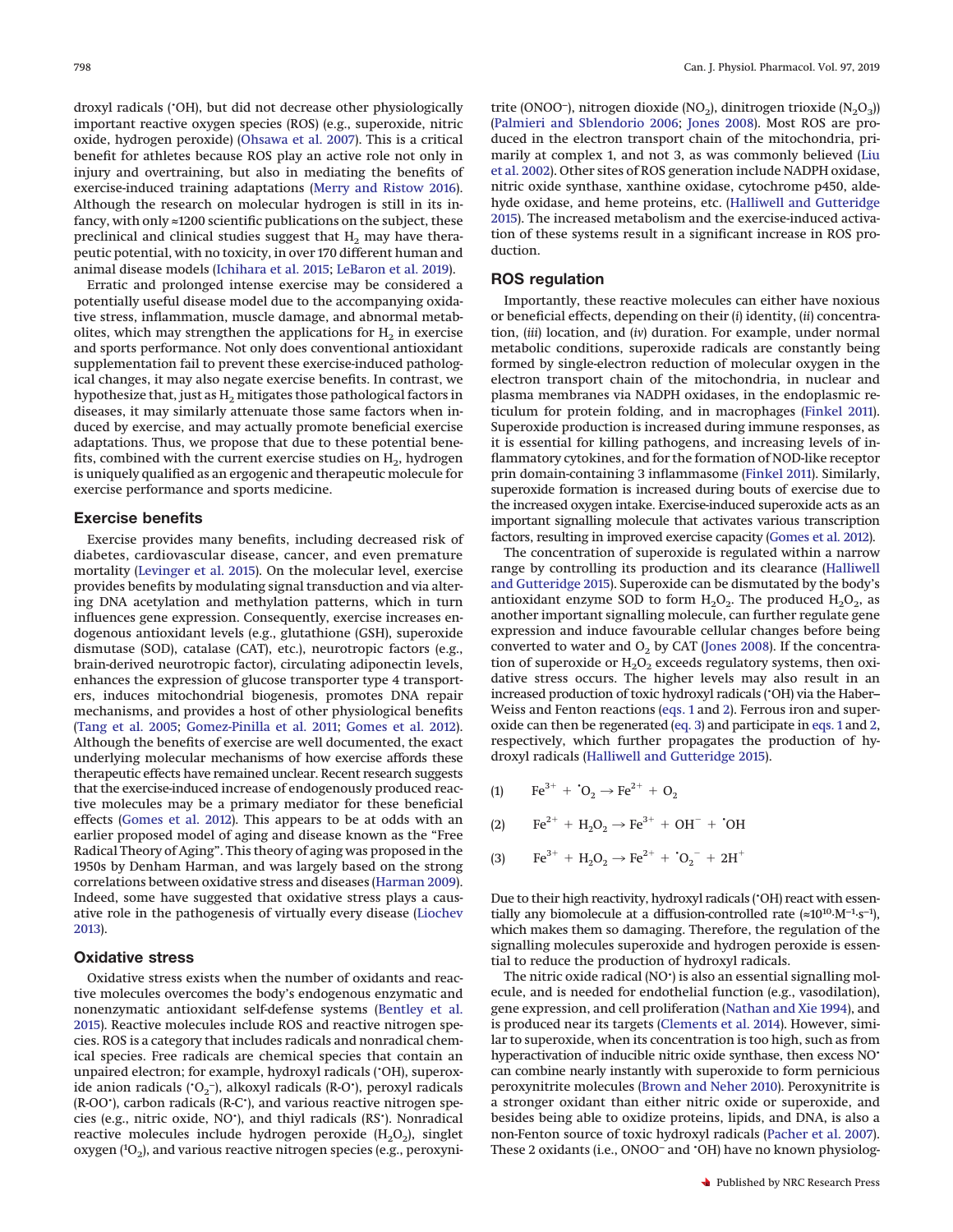droxyl radicals ($^{\bullet}OH$), but did not decrease other physiologically important reactive oxygen species (ROS) (e.g., superoxide, nitric oxide, hydrogen peroxide) (Ohsawa et al. 2007). This is a critical benefit for athletes because ROS play an active role not only in injury and overtraining, but also in mediating the benefits of exercise-induced training adaptations (Merry and Ristow 2016). Although the research on molecular hydrogen is still in its infancy, with only ≈1200 scientific publications on the subject, these preclinical and clinical studies suggest that $H_2$ may have therapeutic potential, with no toxicity, in over 170 different human and animal disease models (Ichihara et al. 2015; LeBaron et al. 2019).

Erratic and prolonged intense exercise may be considered a potentially useful disease model due to the accompanying oxidative stress, inflammation, muscle damage, and abnormal metabolites, which may strengthen the applications for $H_2$ in exercise and sports performance. Not only does conventional antioxidant supplementation fail to prevent these exercise-induced pathological changes, it may also negate exercise benefits. In contrast, we hypothesize that, just as $H_2$ mitigates those pathological factors in diseases, it may similarly attenuate those same factors when induced by exercise, and may actually promote beneficial exercise adaptations. Thus, we propose that due to these potential benefits, combined with the current exercise studies on $H_2$, hydrogen is uniquely qualified as an ergogenic and therapeutic molecule for exercise performance and sports medicine.

## Exercise benefits

Exercise provides many benefits, including decreased risk of diabetes, cardiovascular disease, cancer, and even premature mortality (Levinger et al. 2015). On the molecular level, exercise provides benefits by modulating signal transduction and via altering DNA acetylation and methylation patterns, which in turn influences gene expression. Consequently, exercise increases endogenous antioxidant levels (e.g., glutathione (GSH), superoxide dismutase (SOD), catalase (CAT), etc.), neurotropic factors (e.g., brain-derived neurotropic factor), circulating adiponectin levels, enhances the expression of glucose transporter type 4 transporters, induces mitochondrial biogenesis, promotes DNA repair mechanisms, and provides a host of other physiological benefits (Tang et al. 2005; Gomez-Pinilla et al. 2011; Gomes et al. 2012). Although the benefits of exercise are well documented, the exact underlying molecular mechanisms of how exercise affords these therapeutic effects have remained unclear. Recent research suggests that the exercise-induced increase of endogenously produced reactive molecules may be a primary mediator for these beneficial effects (Gomes et al. 2012). This appears to be at odds with an earlier proposed model of aging and disease known as the "Free Radical Theory of Aging". This theory of aging was proposed in the 1950s by Denham Harman, and was largely based on the strong correlations between oxidative stress and diseases (Harman 2009). Indeed, some have suggested that oxidative stress plays a causative role in the pathogenesis of virtually every disease (Liochev 2013).

## Oxidative stress

Oxidative stress exists when the number of oxidants and reactive molecules overcomes the body's endogenous enzymatic and nonenzymatic antioxidant self-defense systems (Bentley et al. 2015). Reactive molecules include ROS and reactive nitrogen species. ROS is a category that includes radicals and nonradical chemical species. Free radicals are chemical species that contain an unpaired electron; for example, hydroxyl radicals ($^{\bullet}OH$), superoxide anion radicals ($^{\bullet}O_2^-$), alkoxyl radicals (R-O$^{\bullet}$), peroxyl radicals (R-OO$^{\bullet}$), carbon radicals (R-C$^{\bullet}$), and various reactive nitrogen species (e.g., nitric oxide, NO$^{\bullet}$), and thiyl radicals (RS$^{\bullet}$). Nonradical reactive molecules include hydrogen peroxide ($H_2O_2$), singlet oxygen ($^1O_2$), and various reactive nitrogen species (e.g., peroxynitrite ($ONOO^-$), nitrogen dioxide ($NO_2$), dinitrogen trioxide ($N_2O_3$)) (Palmieri and Sblendorio 2006; Jones 2008). Most ROS are produced in the electron transport chain of the mitochondria, primarily at complex 1, and not 3, as was commonly believed (Liu et al. 2002). Other sites of ROS generation include NADPH oxidase, nitric oxide synthase, xanthine oxidase, cytochrome p450, aldehyde oxidase, and heme proteins, etc. (Halliwell and Gutteridge 2015). The increased metabolism and the exercise-induced activation of these systems result in a significant increase in ROS production.

## ROS regulation

Importantly, these reactive molecules can either have noxious or beneficial effects, depending on their (*i*) identity, (*ii*) concentration, (*iii*) location, and (*iv*) duration. For example, under normal metabolic conditions, superoxide radicals are constantly being formed by single-electron reduction of molecular oxygen in the electron transport chain of the mitochondria, in nuclear and plasma membranes via NADPH oxidases, in the endoplasmic reticulum for protein folding, and in macrophages (Finkel 2011). Superoxide production is increased during immune responses, as it is essential for killing pathogens, and increasing levels of inflammatory cytokines, and for the formation of NOD-like receptor prin domain-containing 3 inflammasome (Finkel 2011). Similarly, superoxide formation is increased during bouts of exercise due to the increased oxygen intake. Exercise-induced superoxide acts as an important signalling molecule that activates various transcription factors, resulting in improved exercise capacity (Gomes et al. 2012).

The concentration of superoxide is regulated within a narrow range by controlling its production and its clearance (Halliwell and Gutteridge 2015). Superoxide can be dismutated by the body's antioxidant enzyme SOD to form $H_2O_2$. The produced $H_2O_2$, as another important signalling molecule, can further regulate gene expression and induce favourable cellular changes before being converted to water and $O_2$ by CAT (Jones 2008). If the concentration of superoxide or $H_2O_2$ exceeds regulatory systems, then oxidative stress occurs. The higher levels may also result in an increased production of toxic hydroxyl radicals ($^{\bullet}OH$) via the Haber–Weiss and Fenton reactions (eqs. 1 and 2). Ferrous iron and superoxide can then be regenerated (eq. 3) and participate in eqs. 1 and 2, respectively, which further propagates the production of hydroxyl radicals (Halliwell and Gutteridge 2015).

$$(1) \qquad Fe^{3+} + {}^{\bullet}O_2 \rightarrow Fe^{2+} + O_2$$

$$(2) \qquad Fe^{2+} + H_2O_2 \rightarrow Fe^{3+} + OH^- + {}^{\bullet}OH$$

$$(3) \qquad Fe^{3+} + H_2O_2 \rightarrow Fe^{2+} + {}^{\bullet}O_2^- + 2H^+$$

Due to their high reactivity, hydroxyl radicals ($^{\bullet}OH$) react with essentially any biomolecule at a diffusion-controlled rate (≈$10^{10} \cdot M^{-1} \cdot s^{-1}$), which makes them so damaging. Therefore, the regulation of the signalling molecules superoxide and hydrogen peroxide is essential to reduce the production of hydroxyl radicals.

The nitric oxide radical (NO$^{\bullet}$) is also an essential signalling molecule, and is needed for endothelial function (e.g., vasodilation), gene expression, and cell proliferation (Nathan and Xie 1994), and is produced near its targets (Clements et al. 2014). However, similar to superoxide, when its concentration is too high, such as from hyperactivation of inducible nitric oxide synthase, then excess NO$^{\bullet}$ can combine nearly instantly with superoxide to form pernicious peroxynitrite molecules (Brown and Neher 2010). Peroxynitrite is a stronger oxidant than either nitric oxide or superoxide, and besides being able to oxidize proteins, lipids, and DNA, is also a non-Fenton source of toxic hydroxyl radicals (Pacher et al. 2007). These 2 oxidants (i.e., $ONOO^-$ and $^{\bullet}OH$) have no known physiolog-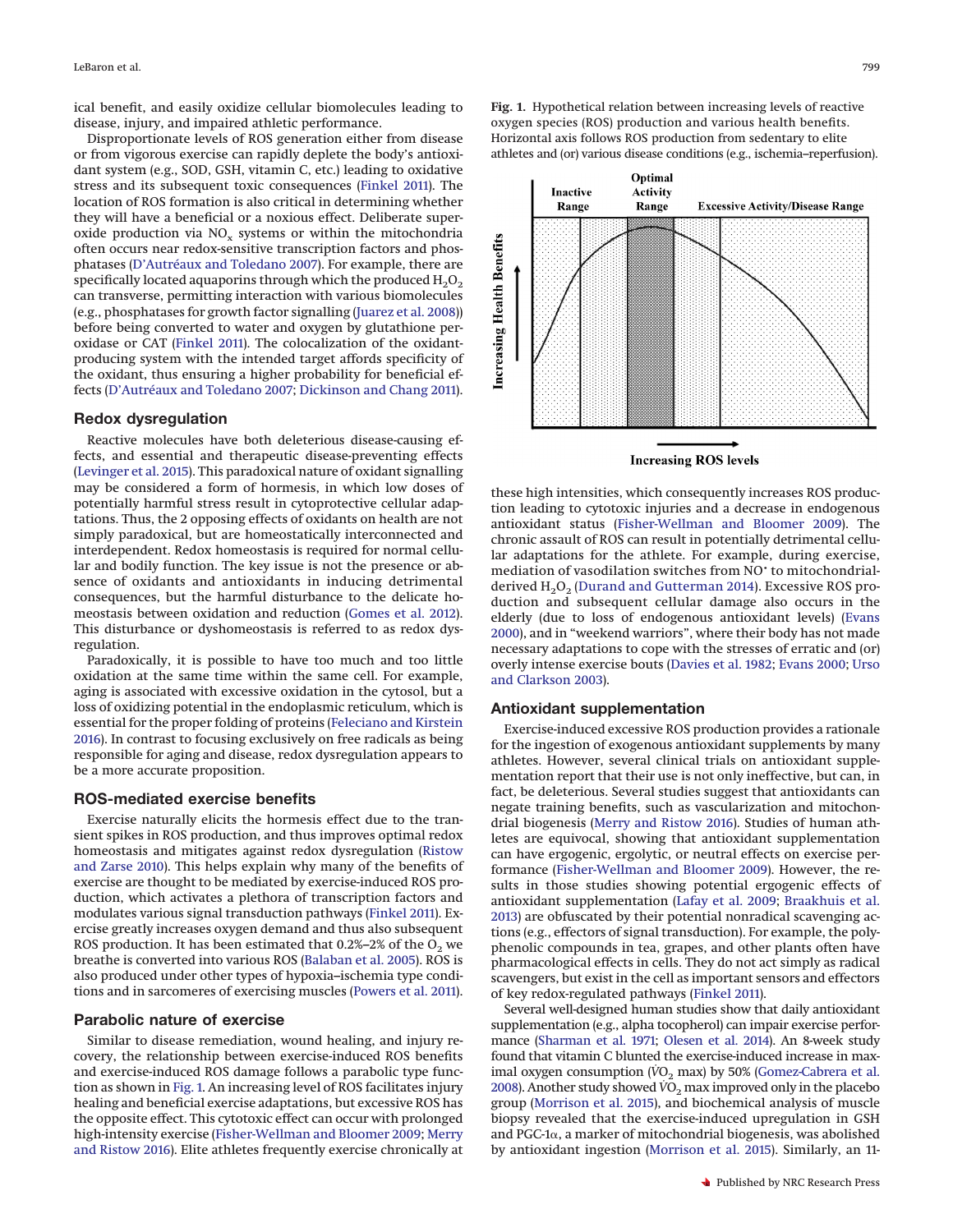ical benefit, and easily oxidize cellular biomolecules leading to disease, injury, and impaired athletic performance.

Disproportionate levels of ROS generation either from disease or from vigorous exercise can rapidly deplete the body's antioxidant system (e.g., SOD, GSH, vitamin C, etc.) leading to oxidative stress and its subsequent toxic consequences (Finkel 2011). The location of ROS formation is also critical in determining whether they will have a beneficial or a noxious effect. Deliberate superoxide production via $NO_x$ systems or within the mitochondria often occurs near redox-sensitive transcription factors and phosphatases (D'Autréaux and Toledano 2007). For example, there are specifically located aquaporins through which the produced $H_2O_2$ can transverse, permitting interaction with various biomolecules (e.g., phosphatases for growth factor signalling (Juarez et al. 2008)) before being converted to water and oxygen by glutathione peroxidase or CAT (Finkel 2011). The colocalization of the oxidant-producing system with the intended target affords specificity of the oxidant, thus ensuring a higher probability for beneficial effects (D'Autréaux and Toledano 2007; Dickinson and Chang 2011).

## Redox dysregulation

Reactive molecules have both deleterious disease-causing effects, and essential and therapeutic disease-preventing effects (Levinger et al. 2015). This paradoxical nature of oxidant signalling may be considered a form of hormesis, in which low doses of potentially harmful stress result in cytoprotective cellular adaptations. Thus, the 2 opposing effects of oxidants on health are not simply paradoxical, but are homeostatically interconnected and interdependent. Redox homeostasis is required for normal cellular and bodily function. The key issue is not the presence or absence of oxidants and antioxidants in inducing detrimental consequences, but the harmful disturbance to the delicate homeostasis between oxidation and reduction (Gomes et al. 2012). This disturbance or dyshomeostasis is referred to as redox dysregulation.

Paradoxically, it is possible to have too much and too little oxidation at the same time within the same cell. For example, aging is associated with excessive oxidation in the cytosol, but a loss of oxidizing potential in the endoplasmic reticulum, which is essential for the proper folding of proteins (Feleciano and Kirstein 2016). In contrast to focusing exclusively on free radicals as being responsible for aging and disease, redox dysregulation appears to be a more accurate proposition.

## ROS-mediated exercise benefits

Exercise naturally elicits the hormesis effect due to the transient spikes in ROS production, and thus improves optimal redox homeostasis and mitigates against redox dysregulation (Ristow and Zarse 2010). This helps explain why many of the benefits of exercise are thought to be mediated by exercise-induced ROS production, which activates a plethora of transcription factors and modulates various signal transduction pathways (Finkel 2011). Exercise greatly increases oxygen demand and thus also subsequent ROS production. It has been estimated that 0.2%–2% of the $O_2$ we breathe is converted into various ROS (Balaban et al. 2005). ROS is also produced under other types of hypoxia–ischemia type conditions and in sarcomeres of exercising muscles (Powers et al. 2011).

## Parabolic nature of exercise

Similar to disease remediation, wound healing, and injury recovery, the relationship between exercise-induced ROS benefits and exercise-induced ROS damage follows a parabolic type function as shown in Fig. 1. An increasing level of ROS facilitates injury healing and beneficial exercise adaptations, but excessive ROS has the opposite effect. This cytotoxic effect can occur with prolonged high-intensity exercise (Fisher-Wellman and Bloomer 2009; Merry and Ristow 2016). Elite athletes frequently exercise chronically at these high intensities, which consequently increases ROS production leading to cytotoxic injuries and a decrease in endogenous antioxidant status (Fisher-Wellman and Bloomer 2009). The chronic assault of ROS can result in potentially detrimental cellular adaptations for the athlete. For example, during exercise, mediation of vasodilation switches from $NO^{\bullet}$ to mitochondrial-derived $H_2O_2$ (Durand and Gutterman 2014). Excessive ROS production and subsequent cellular damage also occurs in the elderly (due to loss of endogenous antioxidant levels) (Evans 2000), and in "weekend warriors", where their body has not made necessary adaptations to cope with the stresses of erratic and (or) overly intense exercise bouts (Davies et al. 1982; Evans 2000; Urso and Clarkson 2003).

**Fig. 1.** Hypothetical relation between increasing levels of reactive oxygen species (ROS) production and various health benefits. Horizontal axis follows ROS production from sedentary to elite athletes and (or) various disease conditions (e.g., ischemia–reperfusion).

## Antioxidant supplementation

Exercise-induced excessive ROS production provides a rationale for the ingestion of exogenous antioxidant supplements by many athletes. However, several clinical trials on antioxidant supplementation report that their use is not only ineffective, but can, in fact, be deleterious. Several studies suggest that antioxidants can negate training benefits, such as vascularization and mitochondrial biogenesis (Merry and Ristow 2016). Studies of human athletes are equivocal, showing that antioxidant supplementation can have ergogenic, ergolytic, or neutral effects on exercise performance (Fisher-Wellman and Bloomer 2009). However, the results in those studies showing potential ergogenic effects of antioxidant supplementation (Lafay et al. 2009; Braakhuis et al. 2013) are obfuscated by their potential nonradical scavenging actions (e.g., effectors of signal transduction). For example, the polyphenolic compounds in tea, grapes, and other plants often have pharmacological effects in cells. They do not act simply as radical scavengers, but exist in the cell as important sensors and effectors of key redox-regulated pathways (Finkel 2011).

Several well-designed human studies show that daily antioxidant supplementation (e.g., alpha tocopherol) can impair exercise performance (Sharman et al. 1971; Olesen et al. 2014). An 8-week study found that vitamin C blunted the exercise-induced increase in maximal oxygen consumption ($\dot{V}O_2$ max) by 50% (Gomez-Cabrera et al. 2008). Another study showed $\dot{V}O_2$ max improved only in the placebo group (Morrison et al. 2015), and biochemical analysis of muscle biopsy revealed that the exercise-induced upregulation in GSH and PGC-1α, a marker of mitochondrial biogenesis, was abolished by antioxidant ingestion (Morrison et al. 2015). Similarly, an 11-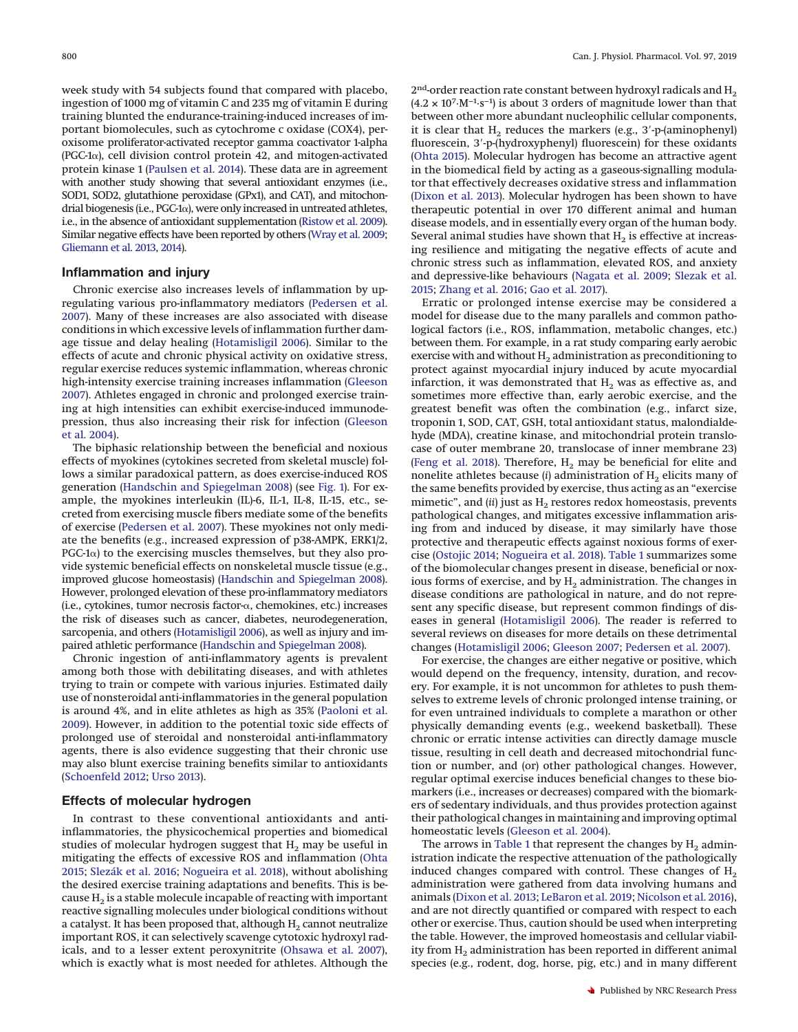week study with 54 subjects found that compared with placebo, ingestion of 1000 mg of vitamin C and 235 mg of vitamin E during training blunted the endurance-training-induced increases of important biomolecules, such as cytochrome c oxidase (COX4), peroxisome proliferator-activated receptor gamma coactivator 1-alpha (PGC-1α), cell division control protein 42, and mitogen-activated protein kinase 1 (Paulsen et al. 2014). These data are in agreement with another study showing that several antioxidant enzymes (i.e., SOD1, SOD2, glutathione peroxidase (GPx1), and CAT), and mitochondrial biogenesis (i.e., PGC-1α), were only increased in untreated athletes, i.e., in the absence of antioxidant supplementation (Ristow et al. 2009). Similar negative effects have been reported by others (Wray et al. 2009; Gliemann et al. 2013, 2014).

## Inflammation and injury

Chronic exercise also increases levels of inflammation by upregulating various pro-inflammatory mediators (Pedersen et al. 2007). Many of these increases are also associated with disease conditions in which excessive levels of inflammation further damage tissue and delay healing (Hotamisligil 2006). Similar to the effects of acute and chronic physical activity on oxidative stress, regular exercise reduces systemic inflammation, whereas chronic high-intensity exercise training increases inflammation (Gleeson 2007). Athletes engaged in chronic and prolonged exercise training at high intensities can exhibit exercise-induced immunodepression, thus also increasing their risk for infection (Gleeson et al. 2004).

The biphasic relationship between the beneficial and noxious effects of myokines (cytokines secreted from skeletal muscle) follows a similar paradoxical pattern, as does exercise-induced ROS generation (Handschin and Spiegelman 2008) (see Fig. 1). For example, the myokines interleukin (IL)-6, IL-1, IL-8, IL-15, etc., secreted from exercising muscle fibers mediate some of the benefits of exercise (Pedersen et al. 2007). These myokines not only mediate the benefits (e.g., increased expression of p38-AMPK, ERK1/2, PGC-1α) to the exercising muscles themselves, but they also provide systemic beneficial effects on nonskeletal muscle tissue (e.g., improved glucose homeostasis) (Handschin and Spiegelman 2008). However, prolonged elevation of these pro-inflammatory mediators (i.e., cytokines, tumor necrosis factor-α, chemokines, etc.) increases the risk of diseases such as cancer, diabetes, neurodegeneration, sarcopenia, and others (Hotamisligil 2006), as well as injury and impaired athletic performance (Handschin and Spiegelman 2008).

Chronic ingestion of anti-inflammatory agents is prevalent among both those with debilitating diseases, and with athletes trying to train or compete with various injuries. Estimated daily use of nonsteroidal anti-inflammatories in the general population is around 4%, and in elite athletes as high as 35% (Paoloni et al. 2009). However, in addition to the potential toxic side effects of prolonged use of steroidal and nonsteroidal anti-inflammatory agents, there is also evidence suggesting that their chronic use may also blunt exercise training benefits similar to antioxidants (Schoenfeld 2012; Urso 2013).

## Effects of molecular hydrogen

In contrast to these conventional antioxidants and anti-inflammatories, the physicochemical properties and biomedical studies of molecular hydrogen suggest that $H_2$ may be useful in mitigating the effects of excessive ROS and inflammation (Ohta 2015; Slezák et al. 2016; Nogueira et al. 2018), without abolishing the desired exercise training adaptations and benefits. This is because $H_2$ is a stable molecule incapable of reacting with important reactive signalling molecules under biological conditions without a catalyst. It has been proposed that, although $H_2$ cannot neutralize important ROS, it can selectively scavenge cytotoxic hydroxyl radicals, and to a lesser extent peroxynitrite (Ohsawa et al. 2007), which is exactly what is most needed for athletes. Although the 2nd-order reaction rate constant between hydroxyl radicals and $H_2$ ($4.2 \times 10^7 \cdot M^{-1} \cdot s^{-1}$) is about 3 orders of magnitude lower than that between other more abundant nucleophilic cellular components, it is clear that $H_2$ reduces the markers (e.g., 3′-p-(aminophenyl) fluorescein, 3′-p-(hydroxyphenyl) fluorescein) for these oxidants (Ohta 2015). Molecular hydrogen has become an attractive agent in the biomedical field by acting as a gaseous-signalling modulator that effectively decreases oxidative stress and inflammation (Dixon et al. 2013). Molecular hydrogen has been shown to have therapeutic potential in over 170 different animal and human disease models, and in essentially every organ of the human body. Several animal studies have shown that $H_2$ is effective at increasing resilience and mitigating the negative effects of acute and chronic stress such as inflammation, elevated ROS, and anxiety and depressive-like behaviours (Nagata et al. 2009; Slezak et al. 2015; Zhang et al. 2016; Gao et al. 2017).

Erratic or prolonged intense exercise may be considered a model for disease due to the many parallels and common pathological factors (i.e., ROS, inflammation, metabolic changes, etc.) between them. For example, in a rat study comparing early aerobic exercise with and without $H_2$ administration as preconditioning to protect against myocardial injury induced by acute myocardial infarction, it was demonstrated that $H_2$ was as effective as, and sometimes more effective than, early aerobic exercise, and the greatest benefit was often the combination (e.g., infarct size, troponin 1, SOD, CAT, GSH, total antioxidant status, malondialdehyde (MDA), creatine kinase, and mitochondrial protein translocase of outer membrane 20, translocase of inner membrane 23) (Feng et al. 2018). Therefore, $H_2$ may be beneficial for elite and nonelite athletes because (*i*) administration of $H_2$ elicits many of the same benefits provided by exercise, thus acting as an "exercise mimetic", and (*ii*) just as $H_2$ restores redox homeostasis, prevents pathological changes, and mitigates excessive inflammation arising from and induced by disease, it may similarly have those protective and therapeutic effects against noxious forms of exercise (Ostojic 2014; Nogueira et al. 2018). Table 1 summarizes some of the biomolecular changes present in disease, beneficial or noxious forms of exercise, and by $H_2$ administration. The changes in disease conditions are pathological in nature, and do not represent any specific disease, but represent common findings of diseases in general (Hotamisligil 2006). The reader is referred to several reviews on diseases for more details on these detrimental changes (Hotamisligil 2006; Gleeson 2007; Pedersen et al. 2007).

For exercise, the changes are either negative or positive, which would depend on the frequency, intensity, duration, and recovery. For example, it is not uncommon for athletes to push themselves to extreme levels of chronic prolonged intense training, or for even untrained individuals to complete a marathon or other physically demanding events (e.g., weekend basketball). These chronic or erratic intense activities can directly damage muscle tissue, resulting in cell death and decreased mitochondrial function or number, and (or) other pathological changes. However, regular optimal exercise induces beneficial changes to these biomarkers (i.e., increases or decreases) compared with the biomarkers of sedentary individuals, and thus provides protection against their pathological changes in maintaining and improving optimal homeostatic levels (Gleeson et al. 2004).

The arrows in Table 1 that represent the changes by $H_2$ administration indicate the respective attenuation of the pathologically induced changes compared with control. These changes of $H_2$ administration were gathered from data involving humans and animals (Dixon et al. 2013; LeBaron et al. 2019; Nicolson et al. 2016), and are not directly quantified or compared with respect to each other or exercise. Thus, caution should be used when interpreting the table. However, the improved homeostasis and cellular viability from $H_2$ administration has been reported in different animal species (e.g., rodent, dog, horse, pig, etc.) and in many different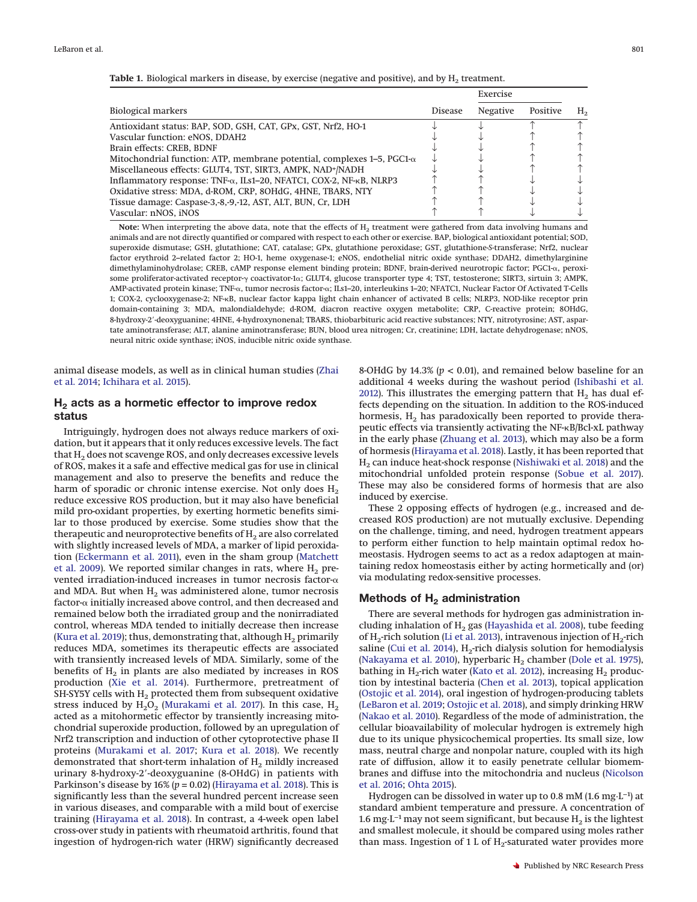**Table 1.** Biological markers in disease, by exercise (negative and positive), and by $H_2$ treatment.

| Biological markers | Disease | Exercise | | $H_2$ |
|---|---|---|---|---|
| | | Negative | Positive | |
| Antioxidant status: BAP, SOD, GSH, CAT, GPx, GST, Nrf2, HO-1 | ↓ | ↓ | ↑ | ↑ |
| Vascular function: eNOS, DDAH2 | ↓ | ↓ | ↑ | ↑ |
| Brain effects: CREB, BDNF | ↓ | ↓ | ↑ | ↑ |
| Mitochondrial function: ATP, membrane potential, complexes 1–5, PGC1-α | ↓ | ↓ | ↑ | ↑ |
| Miscellaneous effects: GLUT4, TST, SIRT3, AMPK, NAD+/NADH | ↓ | ↓ | ↑ | ↑ |
| Inflammatory response: TNF-α, ILs1–20, NFATC1, COX-2, NF-κB, NLRP3 | ↑ | ↑ | ↓ | ↓ |
| Oxidative stress: MDA, d-ROM, CRP, 8OHdG, 4HNE, TBARS, NTY | ↑ | ↑ | ↓ | ↓ |
| Tissue damage: Caspase-3,-8,-9,-12, AST, ALT, BUN, Cr, LDH | ↑ | ↑ | ↓ | ↓ |
| Vascular: nNOS, iNOS | ↑ | ↑ | ↓ | ↓ |

**Note:** When interpreting the above data, note that the effects of $H_2$ treatment were gathered from data involving humans and animals and are not directly quantified or compared with respect to each other or exercise. BAP, biological antioxidant potential; SOD, superoxide dismutase; GSH, glutathione; CAT, catalase; GPx, glutathione peroxidase; GST, glutathione-*S*-transferase; Nrf2, nuclear factor erythroid 2–related factor 2; HO-1, heme oxygenase-1; eNOS, endothelial nitric oxide synthase; DDAH2, dimethylarginine dimethylaminohydrolase; CREB, cAMP response element binding protein; BDNF, brain-derived neurotropic factor; PGC1-α, peroxisome proliferator-activated receptor-γ coactivator-1α; GLUT4, glucose transporter type 4; TST, testosterone; SIRT3, sirtuin 3; AMPK, AMP-activated protein kinase; TNF-α, tumor necrosis factor-α; ILs1–20, interleukins 1–20; NFATC1, Nuclear Factor Of Activated T-Cells 1; COX-2, cyclooxygenase-2; NF-κB, nuclear factor kappa light chain enhancer of activated B cells; NLRP3, NOD-like receptor prin domain-containing 3; MDA, malondialdehyde; d-ROM, diacron reactive oxygen metabolite; CRP, C-reactive protein; 8OHdG, 8-hydroxy-2′-deoxyguanine; 4HNE, 4-hydroxynonenal; TBARS, thiobarbituric acid reactive substances; NTY, nitrotyrosine; AST, aspartate aminotransferase; ALT, alanine aminotransferase; BUN, blood urea nitrogen; Cr, creatinine; LDH, lactate dehydrogenase; nNOS, neural nitric oxide synthase; iNOS, inducible nitric oxide synthase.

animal disease models, as well as in clinical human studies (Zhai et al. 2014; Ichihara et al. 2015).

## $H_2$ acts as a hormetic effector to improve redox status

Intriguingly, hydrogen does not always reduce markers of oxidation, but it appears that it only reduces excessive levels. The fact that $H_2$ does not scavenge ROS, and only decreases excessive levels of ROS, makes it a safe and effective medical gas for use in clinical management and also to preserve the benefits and reduce the harm of sporadic or chronic intense exercise. Not only does $H_2$ reduce excessive ROS production, but it may also have beneficial mild pro-oxidant properties, by exerting hormetic benefits similar to those produced by exercise. Some studies show that the therapeutic and neuroprotective benefits of $H_2$ are also correlated with slightly increased levels of MDA, a marker of lipid peroxidation (Eckermann et al. 2011), even in the sham group (Matchett et al. 2009). We reported similar changes in rats, where $H_2$ prevented irradiation-induced increases in tumor necrosis factor-α and MDA. But when $H_2$ was administered alone, tumor necrosis factor-α initially increased above control, and then decreased and remained below both the irradiated group and the nonirradiated control, whereas MDA tended to initially decrease then increase (Kura et al. 2019); thus, demonstrating that, although $H_2$ primarily reduces MDA, sometimes its therapeutic effects are associated with transiently increased levels of MDA. Similarly, some of the benefits of $H_2$ in plants are also mediated by increases in ROS production (Xie et al. 2014). Furthermore, pretreatment of SH-SY5Y cells with $H_2$ protected them from subsequent oxidative stress induced by $H_2O_2$ (Murakami et al. 2017). In this case, $H_2$ acted as a mitohormetic effector by transiently increasing mitochondrial superoxide production, followed by an upregulation of Nrf2 transcription and induction of other cytoprotective phase II proteins (Murakami et al. 2017; Kura et al. 2018). We recently demonstrated that short-term inhalation of $H_2$ mildly increased urinary 8-hydroxy-2′-deoxyguanine (8-OHdG) in patients with Parkinson's disease by 16% ($p = 0.02$) (Hirayama et al. 2018). This is significantly less than the several hundred percent increase seen in various diseases, and comparable with a mild bout of exercise training (Hirayama et al. 2018). In contrast, a 4-week open label cross-over study in patients with rheumatoid arthritis, found that ingestion of hydrogen-rich water (HRW) significantly decreased 8-OHdG by 14.3% ($p < 0.01$), and remained below baseline for an additional 4 weeks during the washout period (Ishibashi et al. 2012). This illustrates the emerging pattern that $H_2$ has dual effects depending on the situation. In addition to the ROS-induced hormesis, $H_2$ has paradoxically been reported to provide therapeutic effects via transiently activating the NF-κB/Bcl-xL pathway in the early phase (Zhuang et al. 2013), which may also be a form of hormesis (Hirayama et al. 2018). Lastly, it has been reported that $H_2$ can induce heat-shock response (Nishiwaki et al. 2018) and the mitochondrial unfolded protein response (Sobue et al. 2017). These may also be considered forms of hormesis that are also induced by exercise.

These 2 opposing effects of hydrogen (e.g., increased and decreased ROS production) are not mutually exclusive. Depending on the challenge, timing, and need, hydrogen treatment appears to perform either function to help maintain optimal redox homeostasis. Hydrogen seems to act as a redox adaptogen at maintaining redox homeostasis either by acting hormetically and (or) via modulating redox-sensitive processes.

## Methods of $H_2$ administration

There are several methods for hydrogen gas administration including inhalation of $H_2$ gas (Hayashida et al. 2008), tube feeding of $H_2$-rich solution (Li et al. 2013), intravenous injection of $H_2$-rich saline (Cui et al. 2014), $H_2$-rich dialysis solution for hemodialysis (Nakayama et al. 2010), hyperbaric $H_2$ chamber (Dole et al. 1975), bathing in $H_2$-rich water (Kato et al. 2012), increasing $H_2$ production by intestinal bacteria (Chen et al. 2013), topical application (Ostojic et al. 2014), oral ingestion of hydrogen-producing tablets (LeBaron et al. 2019; Ostojic et al. 2018), and simply drinking HRW (Nakao et al. 2010). Regardless of the mode of administration, the cellular bioavailability of molecular hydrogen is extremely high due to its unique physicochemical properties. Its small size, low mass, neutral charge and nonpolar nature, coupled with its high rate of diffusion, allow it to easily penetrate cellular biomembranes and diffuse into the mitochondria and nucleus (Nicolson et al. 2016; Ohta 2015).

Hydrogen can be dissolved in water up to 0.8 mM (1.6 mg·L$^{-1}$) at standard ambient temperature and pressure. A concentration of 1.6 mg·L$^{-1}$ may not seem significant, but because $H_2$ is the lightest and smallest molecule, it should be compared using moles rather than mass. Ingestion of 1 L of $H_2$-saturated water provides more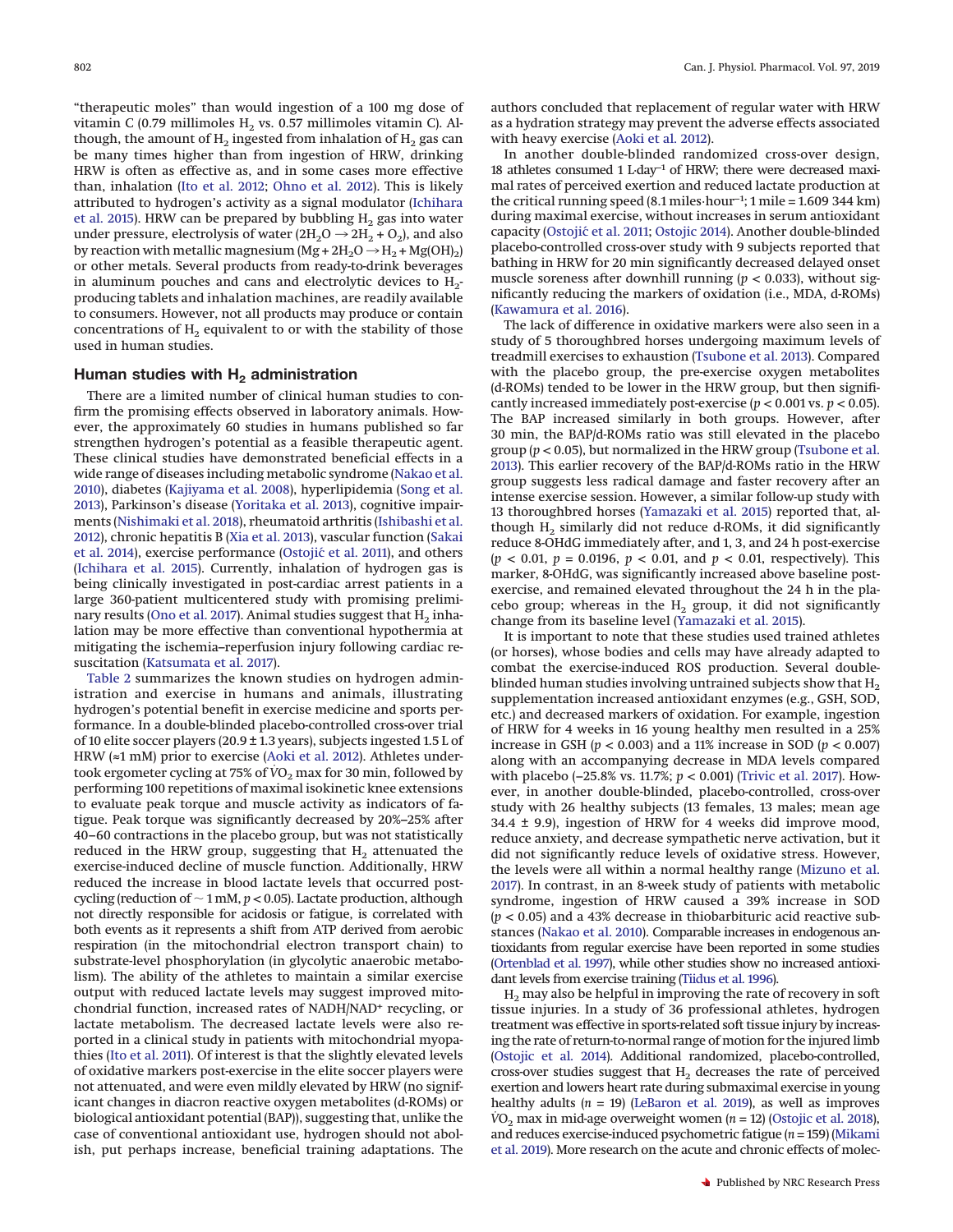"therapeutic moles" than would ingestion of a 100 mg dose of vitamin C (0.79 millimoles $H_2$ vs. 0.57 millimoles vitamin C). Although, the amount of $H_2$ ingested from inhalation of $H_2$ gas can be many times higher than from ingestion of HRW, drinking HRW is often as effective as, and in some cases more effective than, inhalation (Ito et al. 2012; Ohno et al. 2012). This is likely attributed to hydrogen's activity as a signal modulator (Ichihara et al. 2015). HRW can be prepared by bubbling $H_2$ gas into water under pressure, electrolysis of water ($2H_2O \rightarrow 2H_2 + O_2$), and also by reaction with metallic magnesium ($Mg + 2H_2O \rightarrow H_2 + Mg(OH)_2$) or other metals. Several products from ready-to-drink beverages in aluminum pouches and cans and electrolytic devices to $H_2$-producing tablets and inhalation machines, are readily available to consumers. However, not all products may produce or contain concentrations of $H_2$ equivalent to or with the stability of those used in human studies.

## Human studies with $H_2$ administration

There are a limited number of clinical human studies to confirm the promising effects observed in laboratory animals. However, the approximately 60 studies in humans published so far strengthen hydrogen's potential as a feasible therapeutic agent. These clinical studies have demonstrated beneficial effects in a wide range of diseases including metabolic syndrome (Nakao et al. 2010), diabetes (Kajiyama et al. 2008), hyperlipidemia (Song et al. 2013), Parkinson's disease (Yoritaka et al. 2013), cognitive impairments (Nishimaki et al. 2018), rheumatoid arthritis (Ishibashi et al. 2012), chronic hepatitis B (Xia et al. 2013), vascular function (Sakai et al. 2014), exercise performance (Ostojić et al. 2011), and others (Ichihara et al. 2015). Currently, inhalation of hydrogen gas is being clinically investigated in post-cardiac arrest patients in a large 360-patient multicentered study with promising preliminary results (Ono et al. 2017). Animal studies suggest that $H_2$ inhalation may be more effective than conventional hypothermia at mitigating the ischemia–reperfusion injury following cardiac resuscitation (Katsumata et al. 2017).

Table 2 summarizes the known studies on hydrogen administration and exercise in humans and animals, illustrating hydrogen's potential benefit in exercise medicine and sports performance. In a double-blinded placebo-controlled cross-over trial of 10 elite soccer players (20.9 ± 1.3 years), subjects ingested 1.5 L of HRW (≈1 mM) prior to exercise (Aoki et al. 2012). Athletes undertook ergometer cycling at 75% of $\dot{V}O_2$ max for 30 min, followed by performing 100 repetitions of maximal isokinetic knee extensions to evaluate peak torque and muscle activity as indicators of fatigue. Peak torque was significantly decreased by 20%–25% after 40–60 contractions in the placebo group, but was not statistically reduced in the HRW group, suggesting that $H_2$ attenuated the exercise-induced decline of muscle function. Additionally, HRW reduced the increase in blood lactate levels that occurred post-cycling (reduction of ~ 1 mM, $p < 0.05$). Lactate production, although not directly responsible for acidosis or fatigue, is correlated with both events as it represents a shift from ATP derived from aerobic respiration (in the mitochondrial electron transport chain) to substrate-level phosphorylation (in glycolytic anaerobic metabolism). The ability of the athletes to maintain a similar exercise output with reduced lactate levels may suggest improved mitochondrial function, increased rates of NADH/NAD+ recycling, or lactate metabolism. The decreased lactate levels were also reported in a clinical study in patients with mitochondrial myopathies (Ito et al. 2011). Of interest is that the slightly elevated levels of oxidative markers post-exercise in the elite soccer players were not attenuated, and were even mildly elevated by HRW (no significant changes in diacron reactive oxygen metabolites (d-ROMs) or biological antioxidant potential (BAP)), suggesting that, unlike the case of conventional antioxidant use, hydrogen should not abolish, put perhaps increase, beneficial training adaptations. The authors concluded that replacement of regular water with HRW as a hydration strategy may prevent the adverse effects associated with heavy exercise (Aoki et al. 2012).

In another double-blinded randomized cross-over design, 18 athletes consumed 1 L·day$^{-1}$ of HRW; there were decreased maximal rates of perceived exertion and reduced lactate production at the critical running speed (8.1 miles·hour$^{-1}$; 1 mile = 1.609 344 km) during maximal exercise, without increases in serum antioxidant capacity (Ostojić et al. 2011; Ostojic 2014). Another double-blinded placebo-controlled cross-over study with 9 subjects reported that bathing in HRW for 20 min significantly decreased delayed onset muscle soreness after downhill running ($p < 0.033$), without significantly reducing the markers of oxidation (i.e., MDA, d-ROMs) (Kawamura et al. 2016).

The lack of difference in oxidative markers were also seen in a study of 5 thoroughbred horses undergoing maximum levels of treadmill exercises to exhaustion (Tsubone et al. 2013). Compared with the placebo group, the pre-exercise oxygen metabolites (d-ROMs) tended to be lower in the HRW group, but then significantly increased immediately post-exercise ($p < 0.001$ vs. $p < 0.05$). The BAP increased similarly in both groups. However, after 30 min, the BAP/d-ROMs ratio was still elevated in the placebo group ($p < 0.05$), but normalized in the HRW group (Tsubone et al. 2013). This earlier recovery of the BAP/d-ROMs ratio in the HRW group suggests less radical damage and faster recovery after an intense exercise session. However, a similar follow-up study with 13 thoroughbred horses (Yamazaki et al. 2015) reported that, although $H_2$ similarly did not reduce d-ROMs, it did significantly reduce 8-OHdG immediately after, and 1, 3, and 24 h post-exercise ($p < 0.01$, $p = 0.0196$, $p < 0.01$, and $p < 0.01$, respectively). This marker, 8-OHdG, was significantly increased above baseline post-exercise, and remained elevated throughout the 24 h in the placebo group; whereas in the $H_2$ group, it did not significantly change from its baseline level (Yamazaki et al. 2015).

It is important to note that these studies used trained athletes (or horses), whose bodies and cells may have already adapted to combat the exercise-induced ROS production. Several double-blinded human studies involving untrained subjects show that $H_2$ supplementation increased antioxidant enzymes (e.g., GSH, SOD, etc.) and decreased markers of oxidation. For example, ingestion of HRW for 4 weeks in 16 young healthy men resulted in a 25% increase in GSH ($p < 0.003$) and a 11% increase in SOD ($p < 0.007$) along with an accompanying decrease in MDA levels compared with placebo (–25.8% vs. 11.7%; $p < 0.001$) (Trivic et al. 2017). However, in another double-blinded, placebo-controlled, cross-over study with 26 healthy subjects (13 females, 13 males; mean age 34.4 ± 9.9), ingestion of HRW for 4 weeks did improve mood, reduce anxiety, and decrease sympathetic nerve activation, but it did not significantly reduce levels of oxidative stress. However, the levels were all within a normal healthy range (Mizuno et al. 2017). In contrast, in an 8-week study of patients with metabolic syndrome, ingestion of HRW caused a 39% increase in SOD ($p < 0.05$) and a 43% decrease in thiobarbituric acid reactive substances (Nakao et al. 2010). Comparable increases in endogenous antioxidants from regular exercise have been reported in some studies (Ortenblad et al. 1997), while other studies show no increased antioxidant levels from exercise training (Tiidus et al. 1996).

$H_2$ may also be helpful in improving the rate of recovery in soft tissue injuries. In a study of 36 professional athletes, hydrogen treatment was effective in sports-related soft tissue injury by increasing the rate of return-to-normal range of motion for the injured limb (Ostojic et al. 2014). Additional randomized, placebo-controlled, cross-over studies suggest that $H_2$ decreases the rate of perceived exertion and lowers heart rate during submaximal exercise in young healthy adults ($n = 19$) (LeBaron et al. 2019), as well as improves $\dot{V}O_2$ max in mid-age overweight women ($n = 12$) (Ostojic et al. 2018), and reduces exercise-induced psychometric fatigue ($n = 159$) (Mikami et al. 2019). More research on the acute and chronic effects of molec-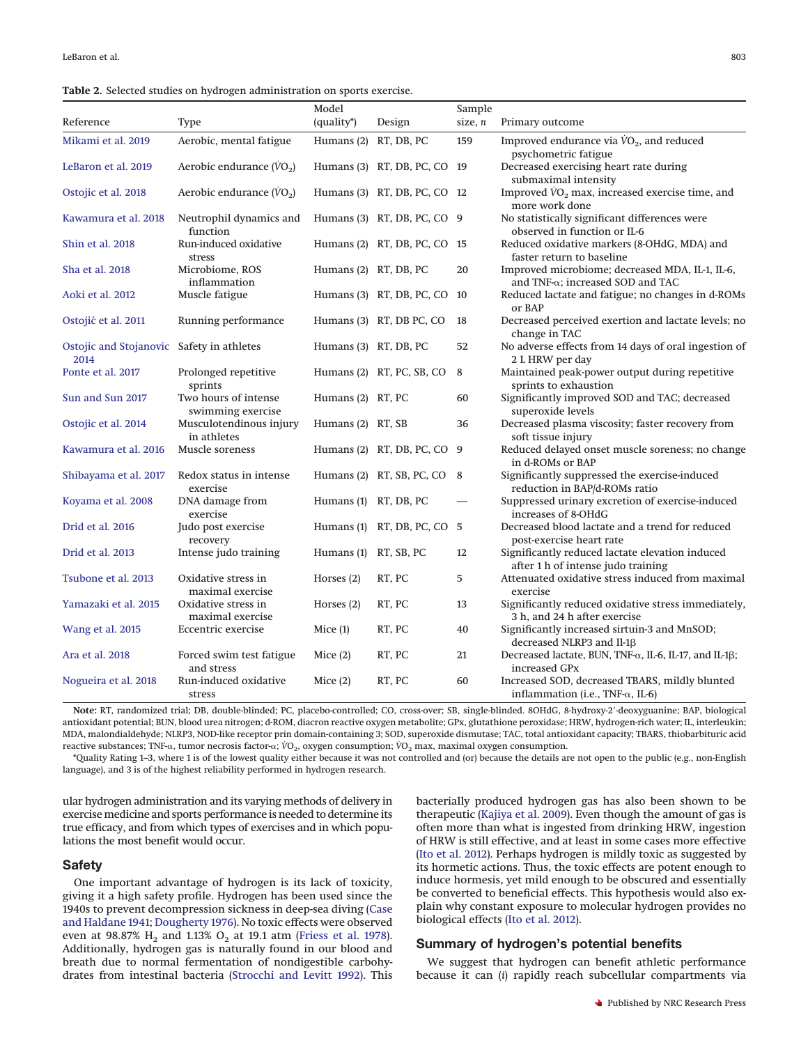**Table 2.** Selected studies on hydrogen administration on sports exercise.

| Reference | Type | Model (quality*) | Design | Sample size, *n* | Primary outcome |
|---|---|---|---|---|---|
| Mikami et al. 2019 | Aerobic, mental fatigue | Humans (2) | RT, DB, PC | 159 | Improved endurance via $\dot{V}O_2$, and reduced psychometric fatigue |
| LeBaron et al. 2019 | Aerobic endurance ($\dot{V}O_2$) | Humans (3) | RT, DB, PC, CO | 19 | Decreased exercising heart rate during submaximal intensity |
| Ostojic et al. 2018 | Aerobic endurance ($\dot{V}O_2$) | Humans (3) | RT, DB, PC, CO | 12 | Improved $\dot{V}O_2$ max, increased exercise time, and more work done |
| Kawamura et al. 2018 | Neutrophil dynamics and function | Humans (3) | RT, DB, PC, CO | 9 | No statistically significant differences were observed in function or IL-6 |
| Shin et al. 2018 | Run-induced oxidative stress | Humans (2) | RT, DB, PC, CO | 15 | Reduced oxidative markers (8-OHdG, MDA) and faster return to baseline |
| Sha et al. 2018 | Microbiome, ROS inflammation | Humans (2) | RT, DB, PC | 20 | Improved microbiome; decreased MDA, IL-1, IL-6, and TNF-α; increased SOD and TAC |
| Aoki et al. 2012 | Muscle fatigue | Humans (3) | RT, DB, PC, CO | 10 | Reduced lactate and fatigue; no changes in d-ROMs or BAP |
| Ostojić et al. 2011 | Running performance | Humans (3) | RT, DB PC, CO | 18 | Decreased perceived exertion and lactate levels; no change in TAC |
| Ostojic and Stojanovic 2014 | Safety in athletes | Humans (3) | RT, DB, PC | 52 | No adverse effects from 14 days of oral ingestion of 2 L HRW per day |
| Ponte et al. 2017 | Prolonged repetitive sprints | Humans (2) | RT, PC, SB, CO | 8 | Maintained peak-power output during repetitive sprints to exhaustion |
| Sun and Sun 2017 | Two hours of intense swimming exercise | Humans (2) | RT, PC | 60 | Significantly improved SOD and TAC; decreased superoxide levels |
| Ostojic et al. 2014 | Musculotendinous injury in athletes | Humans (2) | RT, SB | 36 | Decreased plasma viscosity; faster recovery from soft tissue injury |
| Kawamura et al. 2016 | Muscle soreness | Humans (2) | RT, DB, PC, CO | 9 | Reduced delayed onset muscle soreness; no change in d-ROMs or BAP |
| Shibayama et al. 2017 | Redox status in intense exercise | Humans (2) | RT, SB, PC, CO | 8 | Significantly suppressed the exercise-induced reduction in BAP/d-ROMs ratio |
| Koyama et al. 2008 | DNA damage from exercise | Humans (1) | RT, DB, PC | — | Suppressed urinary excretion of exercise-induced increases of 8-OHdG |
| Drid et al. 2016 | Judo post exercise recovery | Humans (1) | RT, DB, PC, CO | 5 | Decreased blood lactate and a trend for reduced post-exercise heart rate |
| Drid et al. 2013 | Intense judo training | Humans (1) | RT, SB, PC | 12 | Significantly reduced lactate elevation induced after 1 h of intense judo training |
| Tsubone et al. 2013 | Oxidative stress in maximal exercise | Horses (2) | RT, PC | 5 | Attenuated oxidative stress induced from maximal exercise |
| Yamazaki et al. 2015 | Oxidative stress in maximal exercise | Horses (2) | RT, PC | 13 | Significantly reduced oxidative stress immediately, 3 h, and 24 h after exercise |
| Wang et al. 2015 | Eccentric exercise | Mice (1) | RT, PC | 40 | Significantly increased sirtuin-3 and MnSOD; decreased NLRP3 and Il-1β |
| Ara et al. 2018 | Forced swim test fatigue and stress | Mice (2) | RT, PC | 21 | Decreased lactate, BUN, TNF-α, IL-6, IL-17, and IL-1β; increased GPx |
| Nogueira et al. 2018 | Run-induced oxidative stress | Mice (2) | RT, PC | 60 | Increased SOD, decreased TBARS, mildly blunted inflammation (i.e., TNF-α, IL-6) |

**Note:** RT, randomized trial; DB, double-blinded; PC, placebo-controlled; CO, cross-over; SB, single-blinded. 8OHdG, 8-hydroxy-2′-deoxyguanine; BAP, biological antioxidant potential; BUN, blood urea nitrogen; d-ROM, diacron reactive oxygen metabolite; GPx, glutathione peroxidase; HRW, hydrogen-rich water; IL, interleukin; MDA, malondialdehyde; NLRP3, NOD-like receptor prin domain-containing 3; SOD, superoxide dismutase; TAC, total antioxidant capacity; TBARS, thiobarbituric acid reactive substances; TNF-α, tumor necrosis factor-α; $\dot{V}O_2$, oxygen consumption; $\dot{V}O_2$ max, maximal oxygen consumption.

*Quality Rating 1–3, where 1 is of the lowest quality either because it was not controlled and (or) because the details are not open to the public (e.g., non-English language), and 3 is of the highest reliability performed in hydrogen research.

ular hydrogen administration and its varying methods of delivery in exercise medicine and sports performance is needed to determine its true efficacy, and from which types of exercises and in which populations the most benefit would occur.

## Safety

One important advantage of hydrogen is its lack of toxicity, giving it a high safety profile. Hydrogen has been used since the 1940s to prevent decompression sickness in deep-sea diving (Case and Haldane 1941; Dougherty 1976). No toxic effects were observed even at 98.87% $H_2$ and 1.13% $O_2$ at 19.1 atm (Friess et al. 1978). Additionally, hydrogen gas is naturally found in our blood and breath due to normal fermentation of nondigestible carbohydrates from intestinal bacteria (Strocchi and Levitt 1992). This bacterially produced hydrogen gas has also been shown to be therapeutic (Kajiya et al. 2009). Even though the amount of gas is often more than what is ingested from drinking HRW, ingestion of HRW is still effective, and at least in some cases more effective (Ito et al. 2012). Perhaps hydrogen is mildly toxic as suggested by its hormetic actions. Thus, the toxic effects are potent enough to induce hormesis, yet mild enough to be obscured and essentially be converted to beneficial effects. This hypothesis would also explain why constant exposure to molecular hydrogen provides no biological effects (Ito et al. 2012).

## Summary of hydrogen's potential benefits

We suggest that hydrogen can benefit athletic performance because it can (*i*) rapidly reach subcellular compartments via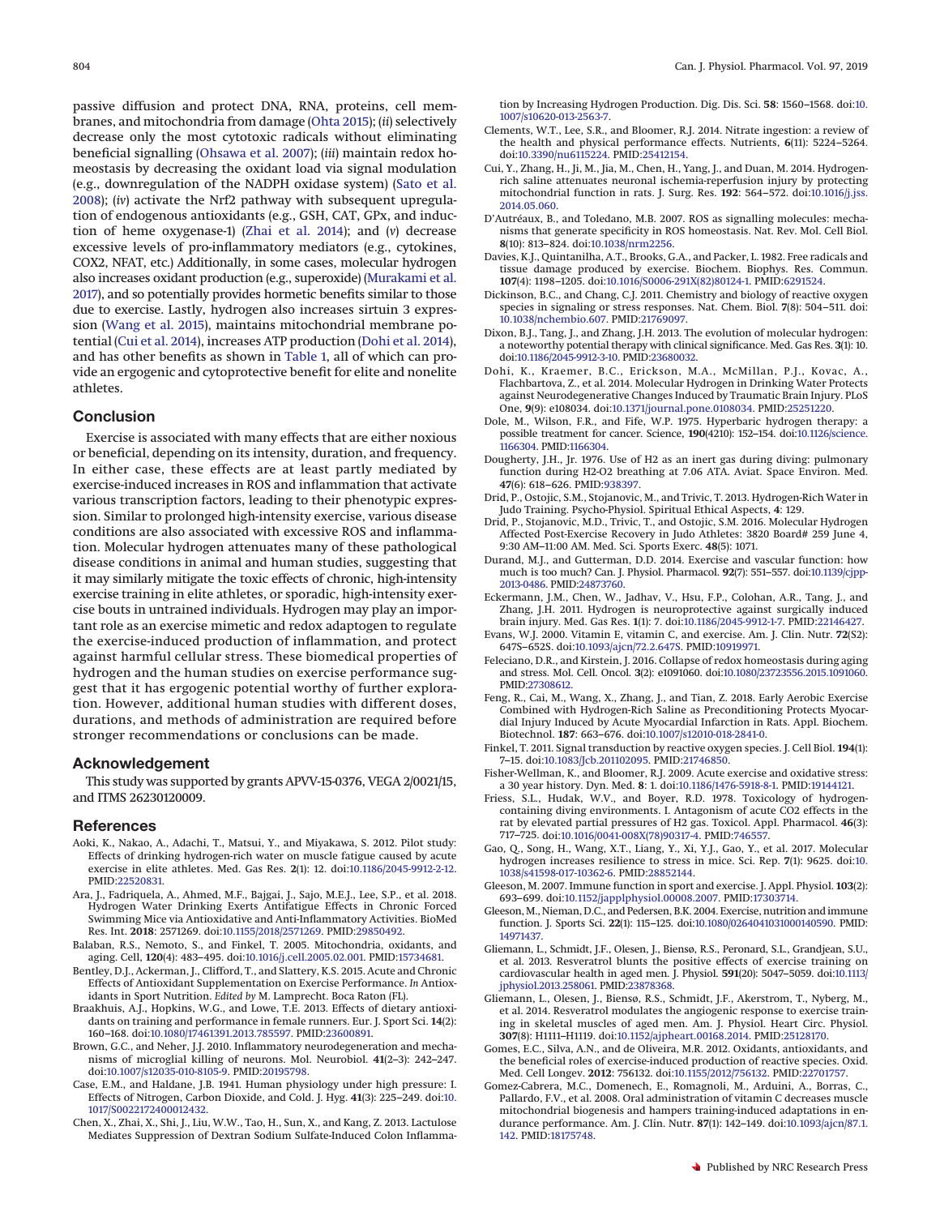passive diffusion and protect DNA, RNA, proteins, cell membranes, and mitochondria from damage (Ohta 2015); (*ii*) selectively decrease only the most cytotoxic radicals without eliminating beneficial signalling (Ohsawa et al. 2007); (*iii*) maintain redox homeostasis by decreasing the oxidant load via signal modulation (e.g., downregulation of the NADPH oxidase system) (Sato et al. 2008); (*iv*) activate the Nrf2 pathway with subsequent upregulation of endogenous antioxidants (e.g., GSH, CAT, GPx, and induction of heme oxygenase-1) (Zhai et al. 2014); and (*v*) decrease excessive levels of pro-inflammatory mediators (e.g., cytokines, COX2, NFAT, etc.) Additionally, in some cases, molecular hydrogen also increases oxidant production (e.g., superoxide) (Murakami et al. 2017), and so potentially provides hormetic benefits similar to those due to exercise. Lastly, hydrogen also increases sirtuin 3 expression (Wang et al. 2015), maintains mitochondrial membrane potential (Cui et al. 2014), increases ATP production (Dohi et al. 2014), and has other benefits as shown in Table 1, all of which can provide an ergogenic and cytoprotective benefit for elite and nonelite athletes.

## Conclusion

Exercise is associated with many effects that are either noxious or beneficial, depending on its intensity, duration, and frequency. In either case, these effects are at least partly mediated by exercise-induced increases in ROS and inflammation that activate various transcription factors, leading to their phenotypic expression. Similar to prolonged high-intensity exercise, various disease conditions are also associated with excessive ROS and inflammation. Molecular hydrogen attenuates many of these pathological disease conditions in animal and human studies, suggesting that it may similarly mitigate the toxic effects of chronic, high-intensity exercise training in elite athletes, or sporadic, high-intensity exercise bouts in untrained individuals. Hydrogen may play an important role as an exercise mimetic and redox adaptogen to regulate the exercise-induced production of inflammation, and protect against harmful cellular stress. These biomedical properties of hydrogen and the human studies on exercise performance suggest that it has ergogenic potential worthy of further exploration. However, additional human studies with different doses, durations, and methods of administration are required before stronger recommendations or conclusions can be made.

## Acknowledgement

This study was supported by grants APVV-15-0376, VEGA 2/0021/15, and ITMS 26230120009.

## References

Aoki, K., Nakao, A., Adachi, T., Matsui, Y., and Miyakawa, S. 2012. Pilot study: Effects of drinking hydrogen-rich water on muscle fatigue caused by acute exercise in elite athletes. Med. Gas Res. **2**(1): 12. doi:10.1186/2045-9912-2-12. PMID:22520831.

Ara, J., Fadriquela, A., Ahmed, M.F., Bajgai, J., Sajo, M.E.J., Lee, S.P., et al. 2018. Hydrogen Water Drinking Exerts Antifatigue Effects in Chronic Forced Swimming Mice via Antioxidative and Anti-Inflammatory Activities. BioMed Res. Int. **2018**: 2571269. doi:10.1155/2018/2571269. PMID:29850492.

Balaban, R.S., Nemoto, S., and Finkel, T. 2005. Mitochondria, oxidants, and aging. Cell, **120**(4): 483–495. doi:10.1016/j.cell.2005.02.001. PMID:15734681.

Bentley, D.J., Ackerman, J., Clifford, T., and Slattery, K.S. 2015. Acute and Chronic Effects of Antioxidant Supplementation on Exercise Performance. *In* Antioxidants in Sport Nutrition. *Edited by* M. Lamprecht. Boca Raton (FL).

Braakhuis, A.J., Hopkins, W.G., and Lowe, T.E. 2013. Effects of dietary antioxidants on training and performance in female runners. Eur. J. Sport Sci. **14**(2): 160–168. doi:10.1080/17461391.2013.785597. PMID:23600891.

Brown, G.C., and Neher, J.J. 2010. Inflammatory neurodegeneration and mechanisms of microglial killing of neurons. Mol. Neurobiol. **41**(2–3): 242–247. doi:10.1007/s12035-010-8105-9. PMID:20195798.

Case, E.M., and Haldane, J.B. 1941. Human physiology under high pressure: I. Effects of Nitrogen, Carbon Dioxide, and Cold. J. Hyg. **41**(3): 225–249. doi:10.1017/S0022172400012432.

Chen, X., Zhai, X., Shi, J., Liu, W.W., Tao, H., Sun, X., and Kang, Z. 2013. Lactulose Mediates Suppression of Dextran Sodium Sulfate-Induced Colon Inflammation by Increasing Hydrogen Production. Dig. Dis. Sci. **58**: 1560–1568. doi:10.1007/s10620-013-2563-7.

Clements, W.T., Lee, S.R., and Bloomer, R.J. 2014. Nitrate ingestion: a review of the health and physical performance effects. Nutrients, **6**(11): 5224–5264. doi:10.3390/nu6115224. PMID:25412154.

Cui, Y., Zhang, H., Ji, M., Jia, M., Chen, H., Yang, J., and Duan, M. 2014. Hydrogen-rich saline attenuates neuronal ischemia-reperfusion injury by protecting mitochondrial function in rats. J. Surg. Res. **192**: 564–572. doi:10.1016/j.jss.2014.05.060.

D'Autréaux, B., and Toledano, M.B. 2007. ROS as signalling molecules: mechanisms that generate specificity in ROS homeostasis. Nat. Rev. Mol. Cell Biol. **8**(10): 813–824. doi:10.1038/nrm2256.

Davies, K.J., Quintanilha, A.T., Brooks, G.A., and Packer, L. 1982. Free radicals and tissue damage produced by exercise. Biochem. Biophys. Res. Commun. **107**(4): 1198–1205. doi:10.1016/S0006-291X(82)80124-1. PMID:6291524.

Dickinson, B.C., and Chang, C.J. 2011. Chemistry and biology of reactive oxygen species in signaling or stress responses. Nat. Chem. Biol. **7**(8): 504–511. doi:10.1038/nchembio.607. PMID:21769097.

Dixon, B.J., Tang, J., and Zhang, J.H. 2013. The evolution of molecular hydrogen: a noteworthy potential therapy with clinical significance. Med. Gas Res. **3**(1): 10. doi:10.1186/2045-9912-3-10. PMID:23680032.

Dohi, K., Kraemer, B.C., Erickson, M.A., McMillan, P.J., Kovac, A., Flachbartova, Z., et al. 2014. Molecular Hydrogen in Drinking Water Protects against Neurodegenerative Changes Induced by Traumatic Brain Injury. PLoS One, **9**(9): e108034. doi:10.1371/journal.pone.0108034. PMID:25251220.

Dole, M., Wilson, F.R., and Fife, W.P. 1975. Hyperbaric hydrogen therapy: a possible treatment for cancer. Science, **190**(4210): 152–154. doi:10.1126/science.1166304. PMID:1166304.

Dougherty, J.H., Jr. 1976. Use of H2 as an inert gas during diving: pulmonary function during H2-O2 breathing at 7.06 ATA. Aviat. Space Environ. Med. **47**(6): 618–626. PMID:938397.

Drid, P., Ostojic, S.M., Stojanovic, M., and Trivic, T. 2013. Hydrogen-Rich Water in Judo Training. Psycho-Physiol. Spiritual Ethical Aspects, **4**: 129.

Drid, P., Stojanovic, M.D., Trivic, T., and Ostojic, S.M. 2016. Molecular Hydrogen Affected Post-Exercise Recovery in Judo Athletes: 3820 Board# 259 June 4, 9:30 AM–11:00 AM. Med. Sci. Sports Exerc. **48**(5): 1071.

Durand, M.J., and Gutterman, D.D. 2014. Exercise and vascular function: how much is too much? Can. J. Physiol. Pharmacol. **92**(7): 551–557. doi:10.1139/cjpp-2013-0486. PMID:24873760.

Eckermann, J.M., Chen, W., Jadhav, V., Hsu, F.P., Colohan, A.R., Tang, J., and Zhang, J.H. 2011. Hydrogen is neuroprotective against surgically induced brain injury. Med. Gas Res. **1**(1): 7. doi:10.1186/2045-9912-1-7. PMID:22146427.

Evans, W.J. 2000. Vitamin E, vitamin C, and exercise. Am. J. Clin. Nutr. **72**(S2): 647S–652S. doi:10.1093/ajcn/72.2.647S. PMID:10919971.

Feleciano, D.R., and Kirstein, J. 2016. Collapse of redox homeostasis during aging and stress. Mol. Cell. Oncol. **3**(2): e1091060. doi:10.1080/23723556.2015.1091060. PMID:27308612.

Feng, R., Cai, M., Wang, X., Zhang, J., and Tian, Z. 2018. Early Aerobic Exercise Combined with Hydrogen-Rich Saline as Preconditioning Protects Myocardial Injury Induced by Acute Myocardial Infarction in Rats. Appl. Biochem. Biotechnol. **187**: 663–676. doi:10.1007/s12010-018-2841-0.

Finkel, T. 2011. Signal transduction by reactive oxygen species. J. Cell Biol. **194**(1): 7–15. doi:10.1083/Jcb.201102095. PMID:21746850.

Fisher-Wellman, K., and Bloomer, R.J. 2009. Acute exercise and oxidative stress: a 30 year history. Dyn. Med. **8**: 1. doi:10.1186/1476-5918-8-1. PMID:19144121.

Friess, S.L., Hudak, W.V., and Boyer, R.D. 1978. Toxicology of hydrogen-containing diving environments. I. Antagonism of acute CO2 effects in the rat by elevated partial pressures of H2 gas. Toxicol. Appl. Pharmacol. **46**(3): 717–725. doi:10.1016/0041-008X(78)90317-4. PMID:746557.

Gao, Q., Song, H., Wang, X.T., Liang, Y., Xi, Y.J., Gao, Y., et al. 2017. Molecular hydrogen increases resilience to stress in mice. Sci. Rep. **7**(1): 9625. doi:10.1038/s41598-017-10362-6. PMID:28852144.

Gleeson, M. 2007. Immune function in sport and exercise. J. Appl. Physiol. **103**(2): 693–699. doi:10.1152/japplphysiol.00008.2007. PMID:17303714.

Gleeson, M., Nieman, D.C., and Pedersen, B.K. 2004. Exercise, nutrition and immune function. J. Sports Sci. **22**(1): 115–125. doi:10.1080/0264041031000140590. PMID:14971437.

Gliemann, L., Schmidt, J.F., Olesen, J., Biensø, R.S., Peronard, S.L., Grandjean, S.U., et al. 2013. Resveratrol blunts the positive effects of exercise training on cardiovascular health in aged men. J. Physiol. **591**(20): 5047–5059. doi:10.1113/jphysiol.2013.258061. PMID:23878368.

Gliemann, L., Olesen, J., Biensø, R.S., Schmidt, J.F., Akerstrom, T., Nyberg, M., et al. 2014. Resveratrol modulates the angiogenic response to exercise training in skeletal muscles of aged men. Am. J. Physiol. Heart Circ. Physiol. **307**(8): H1111–H1119. doi:10.1152/ajpheart.00168.2014. PMID:25128170.

Gomes, E.C., Silva, A.N., and de Oliveira, M.R. 2012. Oxidants, antioxidants, and the beneficial roles of exercise-induced production of reactive species. Oxid. Med. Cell Longev. **2012**: 756132. doi:10.1155/2012/756132. PMID:22701757.

Gomez-Cabrera, M.C., Domenech, E., Romagnoli, M., Arduini, A., Borras, C., Pallardo, F.V., et al. 2008. Oral administration of vitamin C decreases muscle mitochondrial biogenesis and hampers training-induced adaptations in endurance performance. Am. J. Clin. Nutr. **87**(1): 142–149. doi:10.1093/ajcn/87.1.142. PMID:18175748.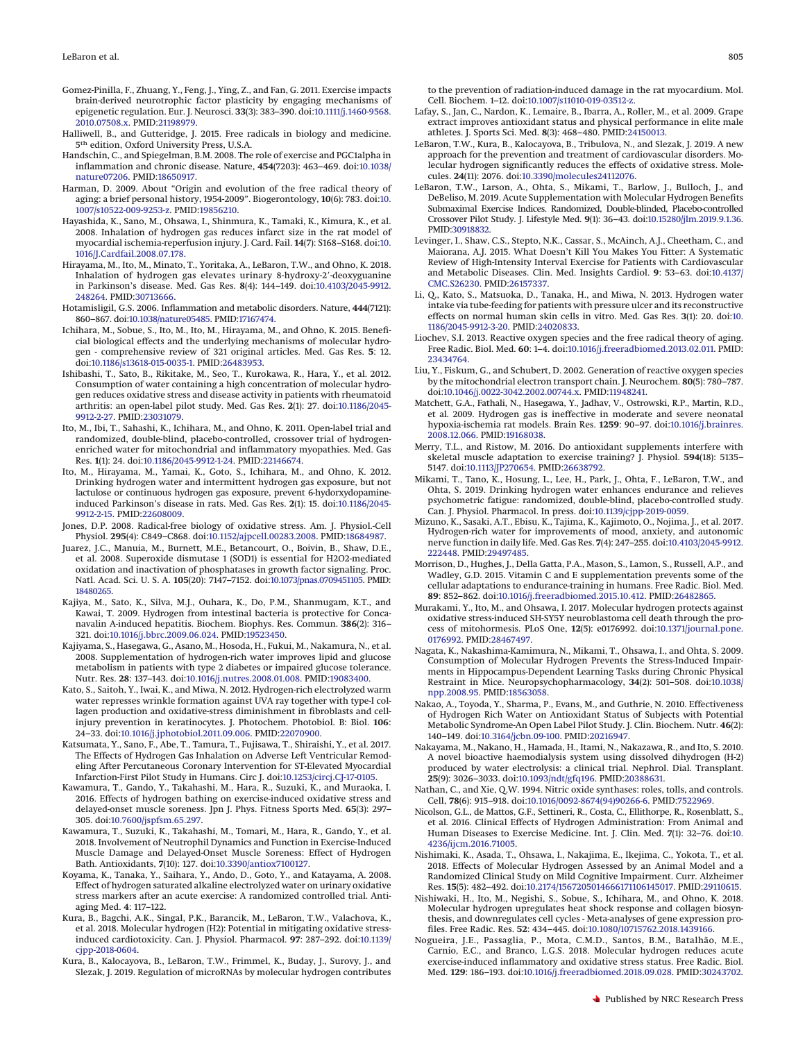Gomez-Pinilla, F., Zhuang, Y., Feng, J., Ying, Z., and Fan, G. 2011. Exercise impacts brain-derived neurotrophic factor plasticity by engaging mechanisms of epigenetic regulation. Eur. J. Neurosci. **33**(3): 383–390. doi:10.1111/j.1460-9568.2010.07508.x. PMID:21198979.

Halliwell, B., and Gutteridge, J. 2015. Free radicals in biology and medicine. 5th edition, Oxford University Press, U.S.A.

Handschin, C., and Spiegelman, B.M. 2008. The role of exercise and PGC1alpha in inflammation and chronic disease. Nature, **454**(7203): 463–469. doi:10.1038/nature07206. PMID:18650917.

Harman, D. 2009. About "Origin and evolution of the free radical theory of aging: a brief personal history, 1954-2009". Biogerontology, **10**(6): 783. doi:10.1007/s10522-009-9253-z. PMID:19856210.

Hayashida, K., Sano, M., Ohsawa, I., Shinmura, K., Tamaki, K., Kimura, K., et al. 2008. Inhalation of hydrogen gas reduces infarct size in the rat model of myocardial ischemia-reperfusion injury. J. Card. Fail. **14**(7): S168–S168. doi:10.1016/J.Cardfail.2008.07.178.

Hirayama, M., Ito, M., Minato, T., Yoritaka, A., LeBaron, T.W., and Ohno, K. 2018. Inhalation of hydrogen gas elevates urinary 8-hydroxy-2′-deoxyguanine in Parkinson's disease. Med. Gas Res. **8**(4): 144–149. doi:10.4103/2045-9912.248264. PMID:30713666.

Hotamisligil, G.S. 2006. Inflammation and metabolic disorders. Nature, **444**(7121): 860–867. doi:10.1038/nature05485. PMID:17167474.

Ichihara, M., Sobue, S., Ito, M., Ito, M., Hirayama, M., and Ohno, K. 2015. Beneficial biological effects and the underlying mechanisms of molecular hydrogen - comprehensive review of 321 original articles. Med. Gas Res. **5**: 12. doi:10.1186/s13618-015-0035-1. PMID:26483953.

Ishibashi, T., Sato, B., Rikitake, M., Seo, T., Kurokawa, R., Hara, Y., et al. 2012. Consumption of water containing a high concentration of molecular hydrogen reduces oxidative stress and disease activity in patients with rheumatoid arthritis: an open-label pilot study. Med. Gas Res. **2**(1): 27. doi:10.1186/2045-9912-2-27. PMID:23031079.

Ito, M., Ibi, T., Sahashi, K., Ichihara, M., and Ohno, K. 2011. Open-label trial and randomized, double-blind, placebo-controlled, crossover trial of hydrogen-enriched water for mitochondrial and inflammatory myopathies. Med. Gas Res. **1**(1): 24. doi:10.1186/2045-9912-1-24. PMID:22146674.

Ito, M., Hirayama, M., Yamai, K., Goto, S., Ichihara, M., and Ohno, K. 2012. Drinking hydrogen water and intermittent hydrogen gas exposure, but not lactulose or continuous hydrogen gas exposure, prevent 6-hydorxydopamine-induced Parkinson's disease in rats. Med. Gas Res. **2**(1): 15. doi:10.1186/2045-9912-2-15. PMID:22608009.

Jones, D.P. 2008. Radical-free biology of oxidative stress. Am. J. Physiol.-Cell Physiol. **295**(4): C849–C868. doi:10.1152/ajpcell.00283.2008. PMID:18684987.

Juarez, J.C., Manuia, M., Burnett, M.E., Betancourt, O., Boivin, B., Shaw, D.E., et al. 2008. Superoxide dismutase 1 (SOD1) is essential for H2O2-mediated oxidation and inactivation of phosphatases in growth factor signaling. Proc. Natl. Acad. Sci. U. S. A. **105**(20): 7147–7152. doi:10.1073/pnas.0709451105. PMID:18480265.

Kajiya, M., Sato, K., Silva, M.J., Ouhara, K., Do, P.M., Shanmugam, K.T., and Kawai, T. 2009. Hydrogen from intestinal bacteria is protective for Concanavalin A-induced hepatitis. Biochem. Biophys. Res. Commun. **386**(2): 316–321. doi:10.1016/j.bbrc.2009.06.024. PMID:19523450.

Kajiyama, S., Hasegawa, G., Asano, M., Hosoda, H., Fukui, M., Nakamura, N., et al. 2008. Supplementation of hydrogen-rich water improves lipid and glucose metabolism in patients with type 2 diabetes or impaired glucose tolerance. Nutr. Res. **28**: 137–143. doi:10.1016/j.nutres.2008.01.008. PMID:19083400.

Kato, S., Saitoh, Y., Iwai, K., and Miwa, N. 2012. Hydrogen-rich electrolyzed warm water represses wrinkle formation against UVA ray together with type-I collagen production and oxidative-stress diminishment in fibroblasts and cell-injury prevention in keratinocytes. J. Photochem. Photobiol. B: Biol. **106**: 24–33. doi:10.1016/j.jphotobiol.2011.09.006. PMID:22070900.

Katsumata, Y., Sano, F., Abe, T., Tamura, T., Fujisawa, T., Shiraishi, Y., et al. 2017. The Effects of Hydrogen Gas Inhalation on Adverse Left Ventricular Remodeling After Percutaneous Coronary Intervention for ST-Elevated Myocardial Infarction-First Pilot Study in Humans. Circ J. doi:10.1253/circj.CJ-17-0105.

Kawamura, T., Gando, Y., Takahashi, M., Hara, R., Suzuki, K., and Muraoka, I. 2016. Effects of hydrogen bathing on exercise-induced oxidative stress and delayed-onset muscle soreness. Jpn J. Phys. Fitness Sports Med. **65**(3): 297–305. doi:10.7600/jspfsm.65.297.

Kawamura, T., Suzuki, K., Takahashi, M., Tomari, M., Hara, R., Gando, Y., et al. 2018. Involvement of Neutrophil Dynamics and Function in Exercise-Induced Muscle Damage and Delayed-Onset Muscle Soreness: Effect of Hydrogen Bath. Antioxidants, **7**(10): 127. doi:10.3390/antiox7100127.

Koyama, K., Tanaka, Y., Saihara, Y., Ando, D., Goto, Y., and Katayama, A. 2008. Effect of hydrogen saturated alkaline electrolyzed water on urinary oxidative stress markers after an acute exercise: A randomized controlled trial. Anti-aging Med. **4**: 117–122.

Kura, B., Bagchi, A.K., Singal, P.K., Barancik, M., LeBaron, T.W., Valachova, K., et al. 2018. Molecular hydrogen (H2): Potential in mitigating oxidative stress-induced cardiotoxicity. Can. J. Physiol. Pharmacol. **97**: 287–292. doi:10.1139/cjpp-2018-0604.

Kura, B., Kalocayova, B., LeBaron, T.W., Frimmel, K., Buday, J., Surovy, J., and Slezak, J. 2019. Regulation of microRNAs by molecular hydrogen contributes to the prevention of radiation-induced damage in the rat myocardium. Mol. Cell. Biochem. 1–12. doi:10.1007/s11010-019-03512-z.

Lafay, S., Jan, C., Nardon, K., Lemaire, B., Ibarra, A., Roller, M., et al. 2009. Grape extract improves antioxidant status and physical performance in elite male athletes. J. Sports Sci. Med. **8**(3): 468–480. PMID:24150013.

LeBaron, T.W., Kura, B., Kalocayova, B., Tribulova, N., and Slezak, J. 2019. A new approach for the prevention and treatment of cardiovascular disorders. Molecular hydrogen significantly reduces the effects of oxidative stress. Molecules. **24**(11): 2076. doi:10.3390/molecules24112076.

LeBaron, T.W., Larson, A., Ohta, S., Mikami, T., Barlow, J., Bulloch, J., and DeBeliso, M. 2019. Acute Supplementation with Molecular Hydrogen Benefits Submaximal Exercise Indices. Randomized, Double-blinded, Placebo-controlled Crossover Pilot Study. J. Lifestyle Med. **9**(1): 36–43. doi:10.15280/jlm.2019.9.1.36. PMID:30918832.

Levinger, I., Shaw, C.S., Stepto, N.K., Cassar, S., McAinch, A.J., Cheetham, C., and Maiorana, A.J. 2015. What Doesn't Kill You Makes You Fitter: A Systematic Review of High-Intensity Interval Exercise for Patients with Cardiovascular and Metabolic Diseases. Clin. Med. Insights Cardiol. **9**: 53–63. doi:10.4137/CMC.S26230. PMID:26157337.

Li, Q., Kato, S., Matsuoka, D., Tanaka, H., and Miwa, N. 2013. Hydrogen water intake via tube-feeding for patients with pressure ulcer and its reconstructive effects on normal human skin cells in vitro. Med. Gas Res. **3**(1): 20. doi:10.1186/2045-9912-3-20. PMID:24020833.

Liochev, S.I. 2013. Reactive oxygen species and the free radical theory of aging. Free Radic. Biol. Med. **60**: 1–4. doi:10.1016/j.freeradbiomed.2013.02.011. PMID:23434764.

Liu, Y., Fiskum, G., and Schubert, D. 2002. Generation of reactive oxygen species by the mitochondrial electron transport chain. J. Neurochem. **80**(5): 780–787. doi:10.1046/j.0022-3042.2002.00744.x. PMID:11948241.

Matchett, G.A., Fathali, N., Hasegawa, Y., Jadhav, V., Ostrowski, R.P., Martin, R.D., et al. 2009. Hydrogen gas is ineffective in moderate and severe neonatal hypoxia-ischemia rat models. Brain Res. **1259**: 90–97. doi:10.1016/j.brainres.2008.12.066. PMID:19168038.

Merry, T.L., and Ristow, M. 2016. Do antioxidant supplements interfere with skeletal muscle adaptation to exercise training? J. Physiol. **594**(18): 5135–5147. doi:10.1113/JP270654. PMID:26638792.

Mikami, T., Tano, K., Hosung, L., Lee, H., Park, J., Ohta, F., LeBaron, T.W., and Ohta, S. 2019. Drinking hydrogen water enhances endurance and relieves psychometric fatigue: randomized, double-blind, placebo-controlled study. Can. J. Physiol. Pharmacol. In press. doi:10.1139/cjpp-2019-0059.

Mizuno, K., Sasaki, A.T., Ebisu, K., Tajima, K., Kajimoto, O., Nojima, J., et al. 2017. Hydrogen-rich water for improvements of mood, anxiety, and autonomic nerve function in daily life. Med. Gas Res. **7**(4): 247–255. doi:10.4103/2045-9912.222448. PMID:29497485.

Morrison, D., Hughes, J., Della Gatta, P.A., Mason, S., Lamon, S., Russell, A.P., and Wadley, G.D. 2015. Vitamin C and E supplementation prevents some of the cellular adaptations to endurance-training in humans. Free Radic. Biol. Med. **89**: 852–862. doi:10.1016/j.freeradbiomed.2015.10.412. PMID:26482865.

Murakami, Y., Ito, M., and Ohsawa, I. 2017. Molecular hydrogen protects against oxidative stress-induced SH-SY5Y neuroblastoma cell death through the process of mitohormesis. PLoS One, **12**(5): e0176992. doi:10.1371/journal.pone.0176992. PMID:28467497.

Nagata, K., Nakashima-Kamimura, N., Mikami, T., Ohsawa, I., and Ohta, S. 2009. Consumption of Molecular Hydrogen Prevents the Stress-Induced Impairments in Hippocampus-Dependent Learning Tasks during Chronic Physical Restraint in Mice. Neuropsychopharmacology, **34**(2): 501–508. doi:10.1038/npp.2008.95. PMID:18563058.

Nakao, A., Toyoda, Y., Sharma, P., Evans, M., and Guthrie, N. 2010. Effectiveness of Hydrogen Rich Water on Antioxidant Status of Subjects with Potential Metabolic Syndrome-An Open Label Pilot Study. J. Clin. Biochem. Nutr. **46**(2): 140–149. doi:10.3164/jcbn.09-100. PMID:20216947.

Nakayama, M., Nakano, H., Hamada, H., Itami, N., Nakazawa, R., and Ito, S. 2010. A novel bioactive haemodialysis system using dissolved dihydrogen (H-2) produced by water electrolysis: a clinical trial. Nephrol. Dial. Transplant. **25**(9): 3026–3033. doi:10.1093/ndt/gfq196. PMID:20388631.

Nathan, C., and Xie, Q.W. 1994. Nitric oxide synthases: roles, tolls, and controls. Cell, **78**(6): 915–918. doi:10.1016/0092-8674(94)90266-6. PMID:7522969.

Nicolson, G.L., de Mattos, G.F., Settineri, R., Costa, C., Ellithorpe, R., Rosenblatt, S., et al. 2016. Clinical Effects of Hydrogen Administration: From Animal and Human Diseases to Exercise Medicine. Int. J. Clin. Med. **7**(1): 32–76. doi:10.4236/ijcm.2016.71005.

Nishimaki, K., Asada, T., Ohsawa, I., Nakajima, E., Ikejima, C., Yokota, T., et al. 2018. Effects of Molecular Hydrogen Assessed by an Animal Model and a Randomized Clinical Study on Mild Cognitive Impairment. Curr. Alzheimer Res. **15**(5): 482–492. doi:10.2174/1567205014666171106145017. PMID:29110615.

Nishiwaki, H., Ito, M., Negishi, S., Sobue, S., Ichihara, M., and Ohno, K. 2018. Molecular hydrogen upregulates heat shock response and collagen biosynthesis, and downregulates cell cycles - Meta-analyses of gene expression profiles. Free Radic. Res. **52**: 434–445. doi:10.1080/10715762.2018.1439166.

Nogueira, J.E., Passaglia, P., Mota, C.M.D., Santos, B.M., Batalhão, M.E., Carnio, E.C., and Branco, L.G.S. 2018. Molecular hydrogen reduces acute exercise-induced inflammatory and oxidative stress status. Free Radic. Biol. Med. **129**: 186–193. doi:10.1016/j.freeradbiomed.2018.09.028. PMID:30243702.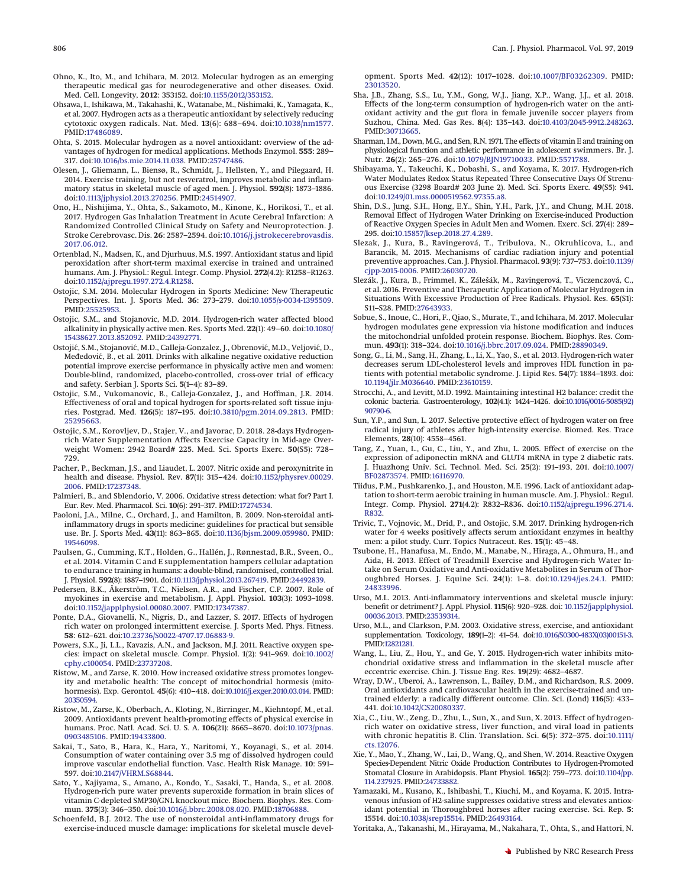Ohno, K., Ito, M., and Ichihara, M. 2012. Molecular hydrogen as an emerging therapeutic medical gas for neurodegenerative and other diseases. Oxid. Med. Cell. Longevity, **2012**: 353152. doi:10.1155/2012/353152.

Ohsawa, I., Ishikawa, M., Takahashi, K., Watanabe, M., Nishimaki, K., Yamagata, K., et al. 2007. Hydrogen acts as a therapeutic antioxidant by selectively reducing cytotoxic oxygen radicals. Nat. Med. **13**(6): 688–694. doi:10.1038/nm1577. PMID:17486089.

Ohta, S. 2015. Molecular hydrogen as a novel antioxidant: overview of the advantages of hydrogen for medical applications. Methods Enzymol. **555**: 289–317. doi:10.1016/bs.mie.2014.11.038. PMID:25747486.

Olesen, J., Gliemann, L., Biensø, R., Schmidt, J., Hellsten, Y., and Pilegaard, H. 2014. Exercise training, but not resveratrol, improves metabolic and inflammatory status in skeletal muscle of aged men. J. Physiol. **592**(8): 1873–1886. doi:10.1113/jphysiol.2013.270256. PMID:24514907.

Ono, H., Nishijima, Y., Ohta, S., Sakamoto, M., Kinone, K., Horikosi, T., et al. 2017. Hydrogen Gas Inhalation Treatment in Acute Cerebral Infarction: A Randomized Controlled Clinical Study on Safety and Neuroprotection. J. Stroke Cerebrovasc. Dis. **26**: 2587–2594. doi:10.1016/j.jstrokecerebrovasdis.2017.06.012.

Ortenblad, N., Madsen, K., and Djurhuus, M.S. 1997. Antioxidant status and lipid peroxidation after short-term maximal exercise in trained and untrained humans. Am. J. Physiol.: Regul. Integr. Comp. Physiol. **272**(4.2): R1258–R1263. doi:10.1152/ajpregu.1997.272.4.R1258.

Ostojic, S.M. 2014. Molecular Hydrogen in Sports Medicine: New Therapeutic Perspectives. Int. J. Sports Med. **36**: 273–279. doi:10.1055/s-0034-1395509. PMID:25525953.

Ostojic, S.M., and Stojanovic, M.D. 2014. Hydrogen-rich water affected blood alkalinity in physically active men. Res. Sports Med. **22**(1): 49–60. doi:10.1080/15438627.2013.852092. PMID:24392771.

Ostojić, S.M., Stojanović, M.D., Calleja-Gonzalez, J., Obrenović, M.D., Veljović, D., Međedović, B., et al. 2011. Drinks with alkaline negative oxidative reduction potential improve exercise performance in physically active men and women: Double-blind, randomized, placebo-controlled, cross-over trial of efficacy and safety. Serbian J. Sports Sci. **5**(1–4): 83–89.

Ostojic, S.M., Vukomanovic, B., Calleja-Gonzalez, J., and Hoffman, J.R. 2014. Effectiveness of oral and topical hydrogen for sports-related soft tissue injuries. Postgrad. Med. **126**(5): 187–195. doi:10.3810/pgm.2014.09.2813. PMID:25295663.

Ostojic, S.M., Korovljev, D., Stajer, V., and Javorac, D. 2018. 28-days Hydrogen-rich Water Supplementation Affects Exercise Capacity in Mid-age Overweight Women: 2942 Board# 225. Med. Sci. Sports Exerc. **50**(S5): 728–729.

Pacher, P., Beckman, J.S., and Liaudet, L. 2007. Nitric oxide and peroxynitrite in health and disease. Physiol. Rev. **87**(1): 315–424. doi:10.1152/physrev.00029.2006. PMID:17237348.

Palmieri, B., and Sblendorio, V. 2006. Oxidative stress detection: what for? Part I. Eur. Rev. Med. Pharmacol. Sci. **10**(6): 291–317. PMID:17274534.

Paoloni, J.A., Milne, C., Orchard, J., and Hamilton, B. 2009. Non-steroidal anti-inflammatory drugs in sports medicine: guidelines for practical but sensible use. Br. J. Sports Med. **43**(11): 863–865. doi:10.1136/bjsm.2009.059980. PMID:19546098.

Paulsen, G., Cumming, K.T., Holden, G., Hallén, J., Rønnestad, B.R., Sveen, O., et al. 2014. Vitamin C and E supplementation hampers cellular adaptation to endurance training in humans: a double-blind, randomised, controlled trial. J. Physiol. **592**(8): 1887–1901. doi:10.1113/jphysiol.2013.267419. PMID:24492839.

Pedersen, B.K., Åkerström, T.C., Nielsen, A.R., and Fischer, C.P. 2007. Role of myokines in exercise and metabolism. J. Appl. Physiol. **103**(3): 1093–1098. doi:10.1152/japplphysiol.00080.2007. PMID:17347387.

Ponte, D.A., Giovanelli, N., Nigris, D., and Lazzer, S. 2017. Effects of hydrogen rich water on prolonged intermittent exercise. J. Sports Med. Phys. Fitness. **58**: 612–621. doi:10.23736/S0022-4707.17.06883-9.

Powers, S.K., Ji, L.L., Kavazis, A.N., and Jackson, M.J. 2011. Reactive oxygen species: impact on skeletal muscle. Compr. Physiol. **1**(2): 941–969. doi:10.1002/cphy.c100054. PMID:23737208.

Ristow, M., and Zarse, K. 2010. How increased oxidative stress promotes longevity and metabolic health: The concept of mitochondrial hormesis (mitohormesis). Exp. Gerontol. **45**(6): 410–418. doi:10.1016/j.exger.2010.03.014. PMID:20350594.

Ristow, M., Zarse, K., Oberbach, A., Kloting, N., Birringer, M., Kiehntopf, M., et al. 2009. Antioxidants prevent health-promoting effects of physical exercise in humans. Proc. Natl. Acad. Sci. U. S. A. **106**(21): 8665–8670. doi:10.1073/pnas.0903485106. PMID:19433800.

Sakai, T., Sato, B., Hara, K., Hara, Y., Naritomi, Y., Koyanagi, S., et al. 2014. Consumption of water containing over 3.5 mg of dissolved hydrogen could improve vascular endothelial function. Vasc. Health Risk Manage. **10**: 591–597. doi:10.2147/VHRM.S68844.

Sato, Y., Kajiyama, S., Amano, A., Kondo, Y., Sasaki, T., Handa, S., et al. 2008. Hydrogen-rich pure water prevents superoxide formation in brain slices of vitamin C-depleted SMP30/GNL knockout mice. Biochem. Biophys. Res. Commun. **375**(3): 346–350. doi:10.1016/j.bbrc.2008.08.020. PMID:18706888.

Schoenfeld, B.J. 2012. The use of nonsteroidal anti-inflammatory drugs for exercise-induced muscle damage: implications for skeletal muscle development. Sports Med. **42**(12): 1017–1028. doi:10.1007/BF03262309. PMID:23013520.

Sha, J.B., Zhang, S.S., Lu, Y.M., Gong, W.J., Jiang, X.P., Wang, J.J., et al. 2018. Effects of the long-term consumption of hydrogen-rich water on the antioxidant activity and the gut flora in female juvenile soccer players from Suzhou, China. Med. Gas Res. **8**(4): 135–143. doi:10.4103/2045-9912.248263. PMID:30713665.

Sharman, I.M., Down, M.G., and Sen, R.N. 1971. The effects of vitamin E and training on physiological function and athletic performance in adolescent swimmers. Br. J. Nutr. **26**(2): 265–276. doi:10.1079/BJN19710033. PMID:5571788.

Shibayama, Y., Takeuchi, K., Dobashi, S., and Koyama, K. 2017. Hydrogen-rich Water Modulates Redox Status Repeated Three Consecutive Days Of Strenuous Exercise (3298 Board# 203 June 2). Med. Sci. Sports Exerc. **49**(S5): 941. doi:10.1249/01.mss.0000519562.97355.a8.

Shin, D.S., Jung, S.H., Hong, E.Y., Shin, Y.H., Park, J.Y., and Chung, M.H. 2018. Removal Effect of Hydrogen Water Drinking on Exercise-induced Production of Reactive Oxygen Species in Adult Men and Women. Exerc. Sci. **27**(4): 289–295. doi:10.15857/ksep.2018.27.4.289.

Slezak, J., Kura, B., Ravingerová, T., Tribulova, N., Okruhlicova, L., and Barancik, M. 2015. Mechanisms of cardiac radiation injury and potential preventive approaches. Can. J. Physiol. Pharmacol. **93**(9): 737–753. doi:10.1139/cjpp-2015-0006. PMID:26030720.

Slezák, J., Kura, B., Frimmel, K., Zálešák, M., Ravingerová, T., Viczenczová, C., et al. 2016. Preventive and Therapeutic Application of Molecular Hydrogen in Situations With Excessive Production of Free Radicals. Physiol. Res. **65**(S1): S11–S28. PMID:27643933.

Sobue, S., Inoue, C., Hori, F., Qiao, S., Murate, T., and Ichihara, M. 2017. Molecular hydrogen modulates gene expression via histone modification and induces the mitochondrial unfolded protein response. Biochem. Biophys. Res. Commun. **493**(1): 318–324. doi:10.1016/j.bbrc.2017.09.024. PMID:28890349.

Song, G., Li, M., Sang, H., Zhang, L., Li, X., Yao, S., et al. 2013. Hydrogen-rich water decreases serum LDL-cholesterol levels and improves HDL function in patients with potential metabolic syndrome. J. Lipid Res. **54**(7): 1884–1893. doi:10.1194/jlr.M036640. PMID:23610159.

Strocchi, A., and Levitt, M.D. 1992. Maintaining intestinal H2 balance: credit the colonic bacteria. Gastroenterology, **102**(4.1): 1424–1426. doi:10.1016/0016-5085(92)90790-6.

Sun, Y.P., and Sun, L. 2017. Selective protective effect of hydrogen water on free radical injury of athletes after high-intensity exercise. Biomed. Res. Trace Elements, **28**(10): 4558–4561.

Tang, Z., Yuan, L., Gu, C., Liu, Y., and Zhu, L. 2005. Effect of exercise on the expression of adiponectin mRNA and GLUT4 mRNA in type 2 diabetic rats. J. Huazhong Univ. Sci. Technol. Med. Sci. **25**(2): 191–193, 201. doi:10.1007/BF02873574. PMID:16116970.

Tiidus, P.M., Pushkarenko, J., and Houston, M.E. 1996. Lack of antioxidant adaptation to short-term aerobic training in human muscle. Am. J. Physiol.: Regul. Integr. Comp. Physiol. **271**(4.2): R832–R836. doi:10.1152/ajpregu.1996.271.4.R832.

Trivic, T., Vojnovic, M., Drid, P., and Ostojic, S.M. 2017. Drinking hydrogen-rich water for 4 weeks positively affects serum antioxidant enzymes in healthy men: a pilot study. Curr. Topics Nutraceut. Res. **15**(1): 45–48.

Tsubone, H., Hanafusa, M., Endo, M., Manabe, N., Hiraga, A., Ohmura, H., and Aida, H. 2013. Effect of Treadmill Exercise and Hydrogen-rich Water Intake on Serum Oxidative and Anti-oxidative Metabolites in Serum of Thoroughbred Horses. J. Equine Sci. **24**(1): 1–8. doi:10.1294/jes.24.1. PMID:24833996.

Urso, M.L. 2013. Anti-inflammatory interventions and skeletal muscle injury: benefit or detriment? J. Appl. Physiol. **115**(6): 920–928. doi: 10.1152/japplphysiol.00036.2013. PMID:23539314.

Urso, M.L., and Clarkson, P.M. 2003. Oxidative stress, exercise, and antioxidant supplementation. Toxicology, **189**(1–2): 41–54. doi:10.1016/S0300-483X(03)00151-3. PMID:12821281.

Wang, L., Liu, Z., Hou, Y., and Ge, Y. 2015. Hydrogen-rich water inhibits mitochondrial oxidative stress and inflammation in the skeletal muscle after eccentric exercise. Chin. J. Tissue Eng. Res. **19**(29): 4682–4687.

Wray, D.W., Uberoi, A., Lawrenson, L., Bailey, D.M., and Richardson, R.S. 2009. Oral antioxidants and cardiovascular health in the exercise-trained and untrained elderly: a radically different outcome. Clin. Sci. (Lond) **116**(5): 433–441. doi:10.1042/CS20080337.

Xia, C., Liu, W., Zeng, D., Zhu, L., Sun, X., and Sun, X. 2013. Effect of hydrogen-rich water on oxidative stress, liver function, and viral load in patients with chronic hepatitis B. Clin. Translation. Sci. **6**(5): 372–375. doi:10.1111/cts.12076.

Xie, Y., Mao, Y., Zhang, W., Lai, D., Wang, Q., and Shen, W. 2014. Reactive Oxygen Species-Dependent Nitric Oxide Production Contributes to Hydrogen-Promoted Stomatal Closure in Arabidopsis. Plant Physiol. **165**(2): 759–773. doi:10.1104/pp.114.237925. PMID:24733882.

Yamazaki, M., Kusano, K., Ishibashi, T., Kiuchi, M., and Koyama, K. 2015. Intravenous infusion of H2-saline suppresses oxidative stress and elevates antioxidant potential in Thoroughbred horses after racing exercise. Sci. Rep. **5**: 15514. doi:10.1038/srep15514. PMID:26493164.

Yoritaka, A., Takanashi, M., Hirayama, M., Nakahara, T., Ohta, S., and Hattori, N.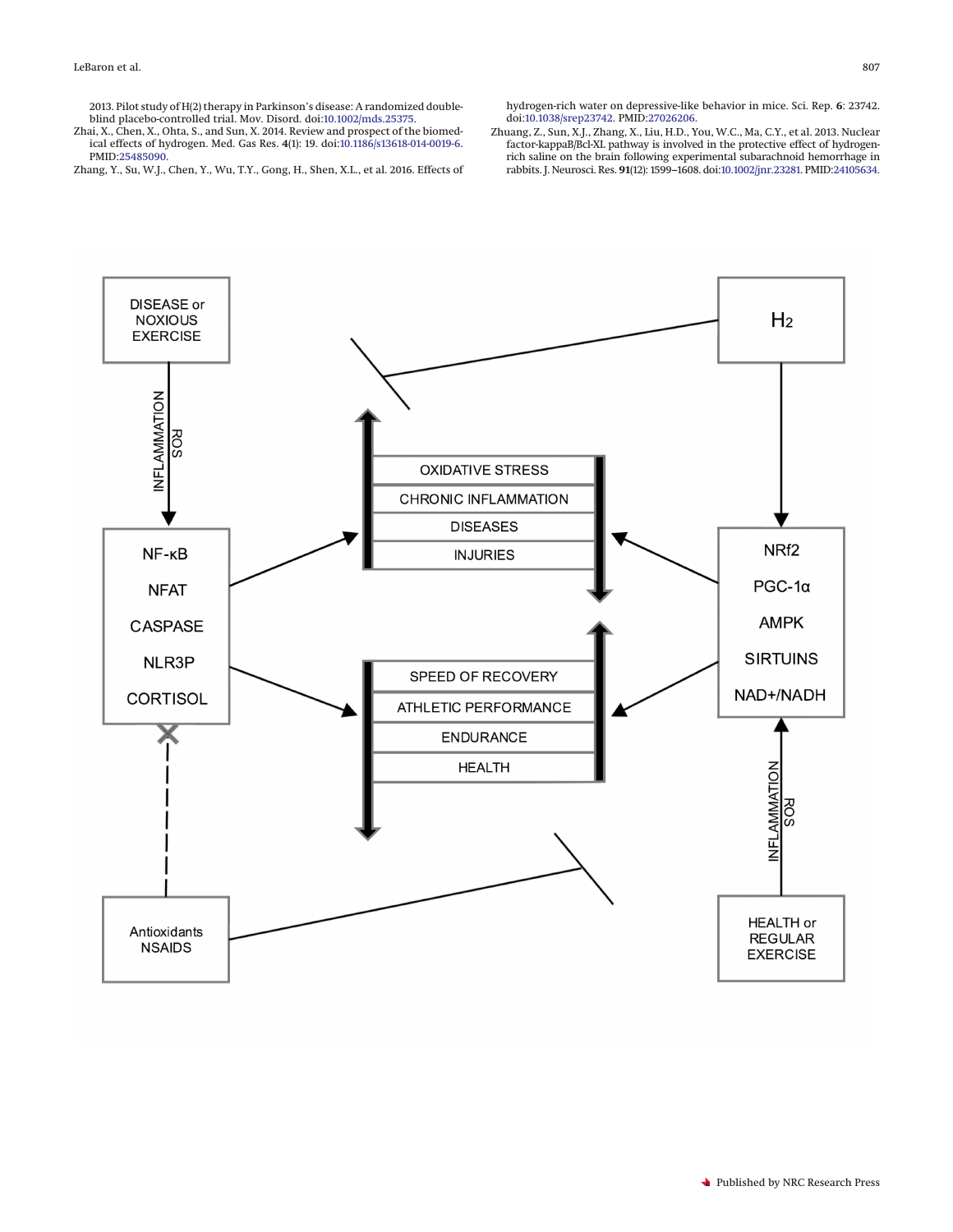2013. Pilot study of H(2) therapy in Parkinson's disease: A randomized double-blind placebo-controlled trial. Mov. Disord. doi:10.1002/mds.25375.

Zhai, X., Chen, X., Ohta, S., and Sun, X. 2014. Review and prospect of the biomedical effects of hydrogen. Med. Gas Res. **4**(1): 19. doi:10.1186/s13618-014-0019-6. PMID:25485090.

Zhang, Y., Su, W.J., Chen, Y., Wu, T.Y., Gong, H., Shen, X.L., et al. 2016. Effects of hydrogen-rich water on depressive-like behavior in mice. Sci. Rep. **6**: 23742. doi:10.1038/srep23742. PMID:27026206.

Zhuang, Z., Sun, X.J., Zhang, X., Liu, H.D., You, W.C., Ma, C.Y., et al. 2013. Nuclear factor-kappaB/Bcl-XL pathway is involved in the protective effect of hydrogen-rich saline on the brain following experimental subarachnoid hemorrhage in rabbits. J. Neurosci. Res. **91**(12): 1599–1608. doi:10.1002/jnr.23281. PMID:24105634.

DISEASE or NOXIOUS EXERCISE

INFLAMMATION ROS

NF-κB

NFAT

CASPASE

NLR3P

CORTISOL

$H_2$

NRf2

PGC-1α

AMPK

SIRTUINS

NAD+/NADH

OXIDATIVE STRESS

CHRONIC INFLAMMATION

DISEASES

INJURIES

SPEED OF RECOVERY

ATHLETIC PERFORMANCE

ENDURANCE

HEALTH

Antioxidants NSAIDS

INFLAMMATION ROS

HEALTH or REGULAR EXERCISE